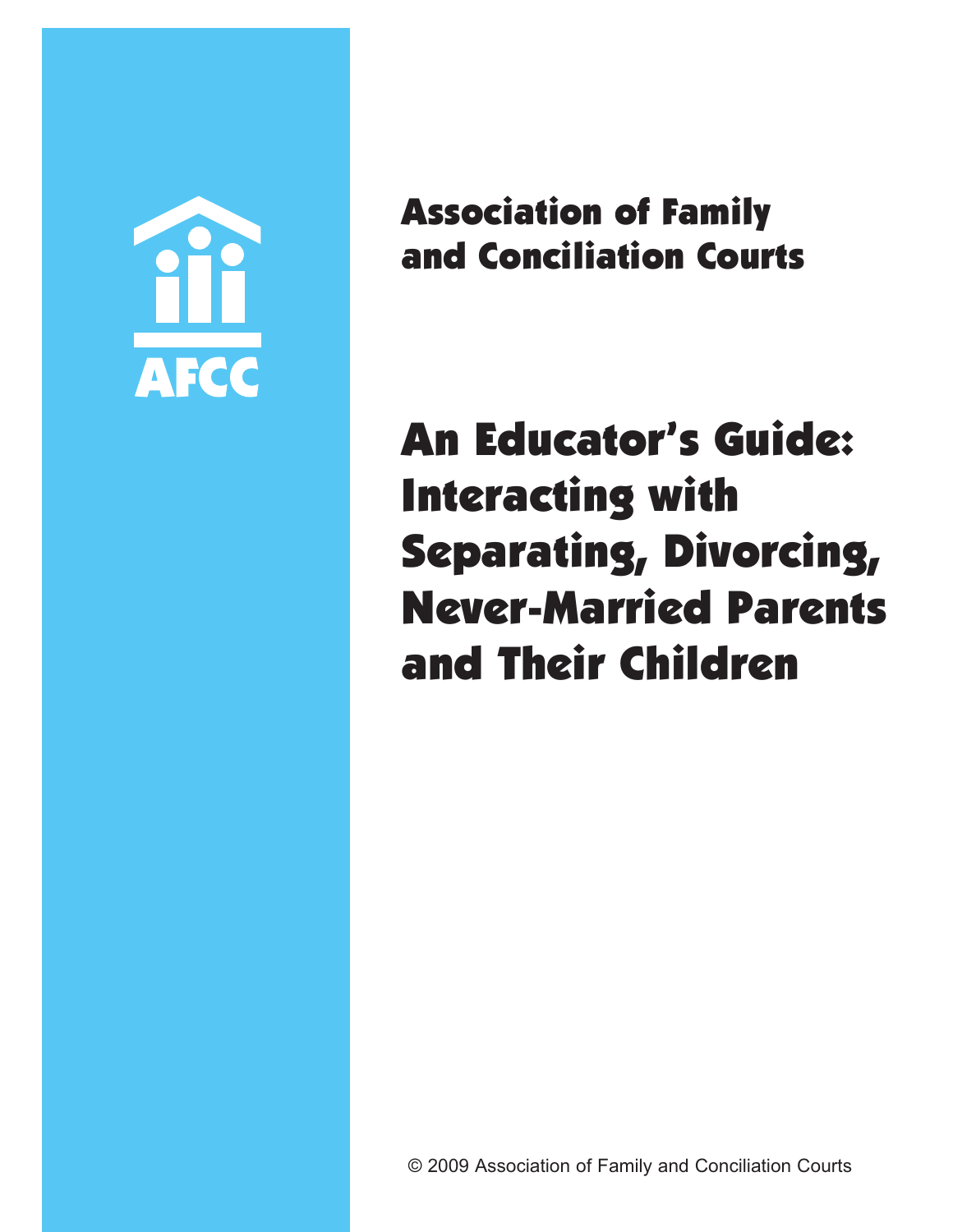AFCC

**Association of Family and Conciliation Courts**

# An Educator's Guide: Interacting with Separating, Divorcing, Never-Married Parents and Their Children

© 2009 Association of Family and Conciliation Courts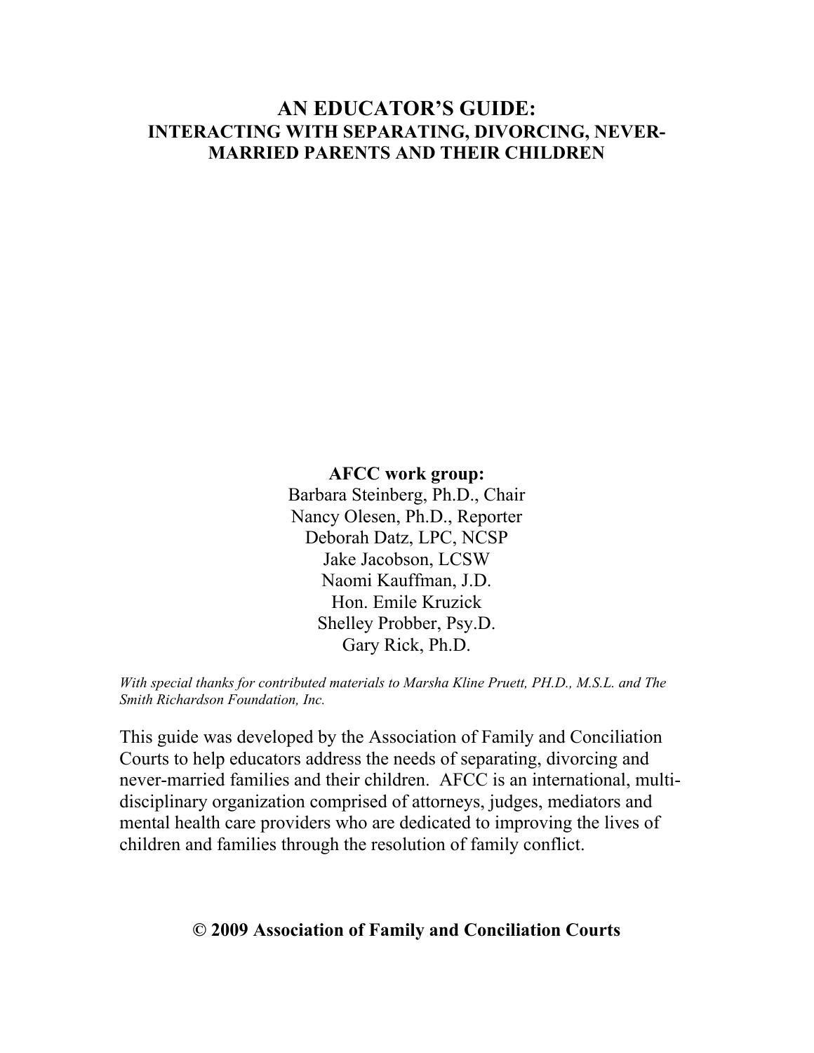# AN EDUCATOR'S GUIDE:

## INTERACTING WITH SEPARATING, DIVORCING, NEVER-MARRIED PARENTS AND THEIR CHILDREN

**AFCC work group:**

Barbara Steinberg, Ph.D., Chair
Nancy Olesen, Ph.D., Reporter
Deborah Datz, LPC, NCSP
Jake Jacobson, LCSW
Naomi Kauffman, J.D.
Hon. Emile Kruzick
Shelley Probber, Psy.D.
Gary Rick, Ph.D.

*With special thanks for contributed materials to Marsha Kline Pruett, PH.D., M.S.L. and The Smith Richardson Foundation, Inc.*

This guide was developed by the Association of Family and Conciliation Courts to help educators address the needs of separating, divorcing and never-married families and their children. AFCC is an international, multi-disciplinary organization comprised of attorneys, judges, mediators and mental health care providers who are dedicated to improving the lives of children and families through the resolution of family conflict.

**© 2009 Association of Family and Conciliation Courts**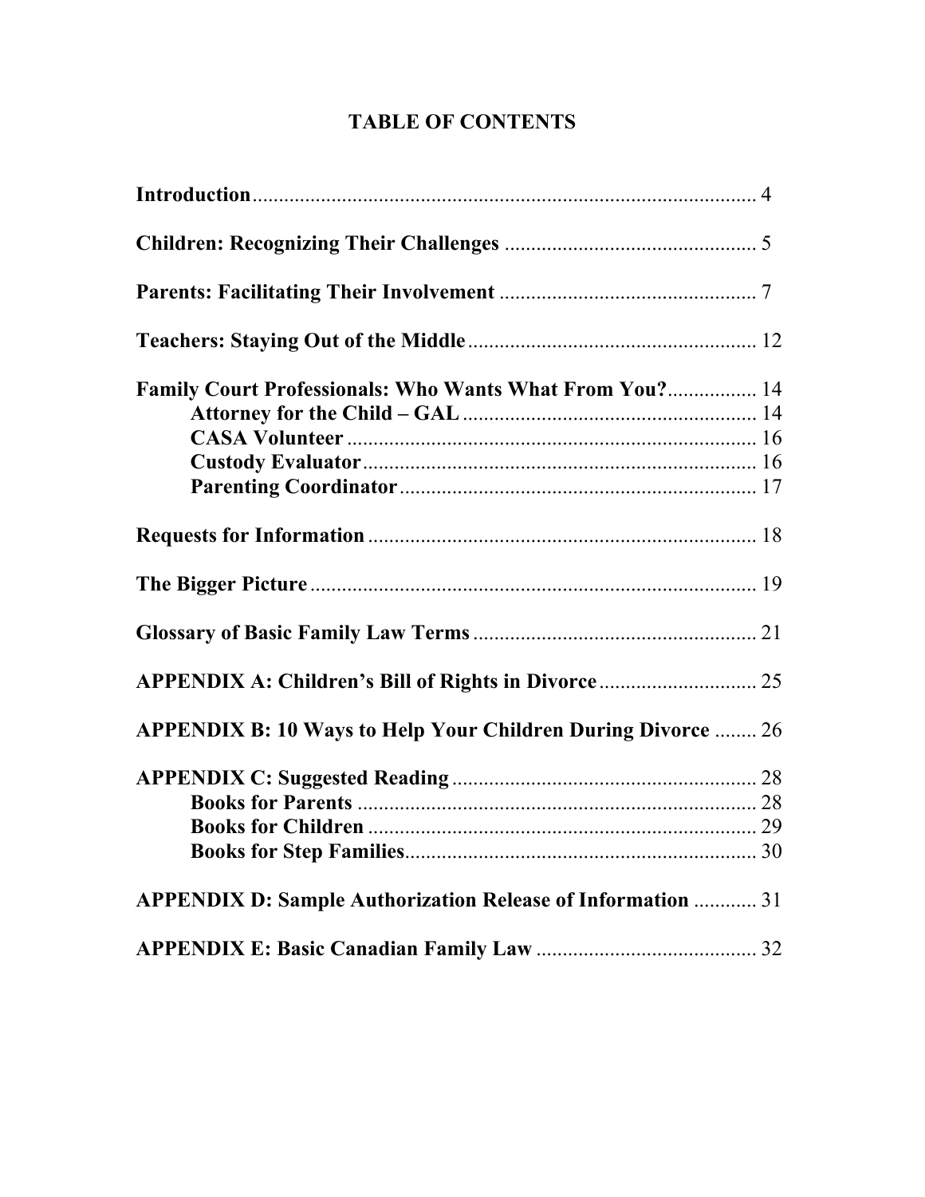# TABLE OF CONTENTS

**Introduction** ........................................................................................ 4

**Children: Recognizing Their Challenges** ............................................... 5

**Parents: Facilitating Their Involvement** ................................................ 7

**Teachers: Staying Out of the Middle** ...................................................... 12

**Family Court Professionals: Who Wants What From You?** ................. 14
- **Attorney for the Child – GAL** ....................................................... 14
- **CASA Volunteer** ............................................................................ 16
- **Custody Evaluator** ......................................................................... 16
- **Parenting Coordinator** .................................................................. 17

**Requests for Information** ........................................................................ 18

**The Bigger Picture** .................................................................................. 19

**Glossary of Basic Family Law Terms** ..................................................... 21

**APPENDIX A: Children's Bill of Rights in Divorce** ............................. 25

**APPENDIX B: 10 Ways to Help Your Children During Divorce** ........ 26

**APPENDIX C: Suggested Reading** ......................................................... 28
- **Books for Parents** ........................................................................... 28
- **Books for Children** ......................................................................... 29
- **Books for Step Families** .................................................................. 30

**APPENDIX D: Sample Authorization Release of Information** ............ 31

**APPENDIX E: Basic Canadian Family Law** ......................................... 32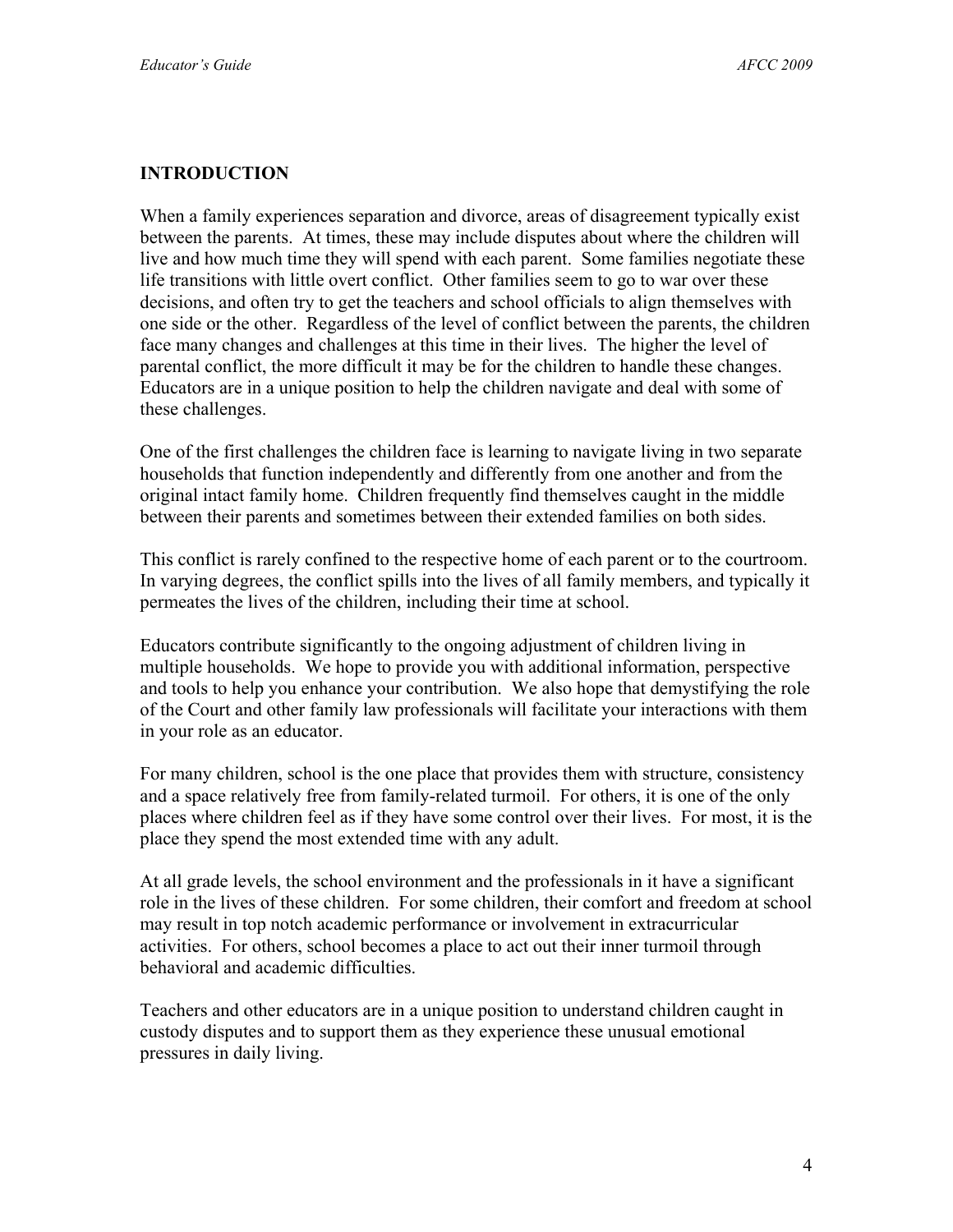## INTRODUCTION

When a family experiences separation and divorce, areas of disagreement typically exist between the parents. At times, these may include disputes about where the children will live and how much time they will spend with each parent. Some families negotiate these life transitions with little overt conflict. Other families seem to go to war over these decisions, and often try to get the teachers and school officials to align themselves with one side or the other. Regardless of the level of conflict between the parents, the children face many changes and challenges at this time in their lives. The higher the level of parental conflict, the more difficult it may be for the children to handle these changes. Educators are in a unique position to help the children navigate and deal with some of these challenges.

One of the first challenges the children face is learning to navigate living in two separate households that function independently and differently from one another and from the original intact family home. Children frequently find themselves caught in the middle between their parents and sometimes between their extended families on both sides.

This conflict is rarely confined to the respective home of each parent or to the courtroom. In varying degrees, the conflict spills into the lives of all family members, and typically it permeates the lives of the children, including their time at school.

Educators contribute significantly to the ongoing adjustment of children living in multiple households. We hope to provide you with additional information, perspective and tools to help you enhance your contribution. We also hope that demystifying the role of the Court and other family law professionals will facilitate your interactions with them in your role as an educator.

For many children, school is the one place that provides them with structure, consistency and a space relatively free from family-related turmoil. For others, it is one of the only places where children feel as if they have some control over their lives. For most, it is the place they spend the most extended time with any adult.

At all grade levels, the school environment and the professionals in it have a significant role in the lives of these children. For some children, their comfort and freedom at school may result in top notch academic performance or involvement in extracurricular activities. For others, school becomes a place to act out their inner turmoil through behavioral and academic difficulties.

Teachers and other educators are in a unique position to understand children caught in custody disputes and to support them as they experience these unusual emotional pressures in daily living.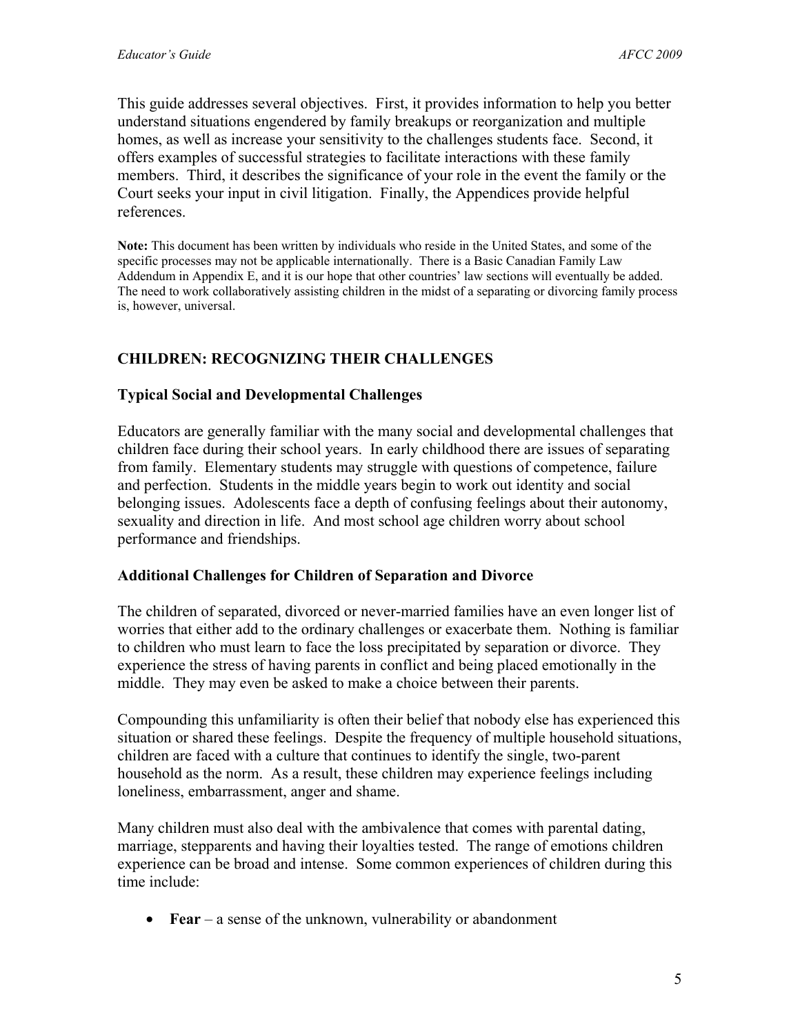This guide addresses several objectives. First, it provides information to help you better understand situations engendered by family breakups or reorganization and multiple homes, as well as increase your sensitivity to the challenges students face. Second, it offers examples of successful strategies to facilitate interactions with these family members. Third, it describes the significance of your role in the event the family or the Court seeks your input in civil litigation. Finally, the Appendices provide helpful references.

**Note:** This document has been written by individuals who reside in the United States, and some of the specific processes may not be applicable internationally. There is a Basic Canadian Family Law Addendum in Appendix E, and it is our hope that other countries' law sections will eventually be added. The need to work collaboratively assisting children in the midst of a separating or divorcing family process is, however, universal.

## CHILDREN: RECOGNIZING THEIR CHALLENGES

### Typical Social and Developmental Challenges

Educators are generally familiar with the many social and developmental challenges that children face during their school years. In early childhood there are issues of separating from family. Elementary students may struggle with questions of competence, failure and perfection. Students in the middle years begin to work out identity and social belonging issues. Adolescents face a depth of confusing feelings about their autonomy, sexuality and direction in life. And most school age children worry about school performance and friendships.

### Additional Challenges for Children of Separation and Divorce

The children of separated, divorced or never-married families have an even longer list of worries that either add to the ordinary challenges or exacerbate them. Nothing is familiar to children who must learn to face the loss precipitated by separation or divorce. They experience the stress of having parents in conflict and being placed emotionally in the middle. They may even be asked to make a choice between their parents.

Compounding this unfamiliarity is often their belief that nobody else has experienced this situation or shared these feelings. Despite the frequency of multiple household situations, children are faced with a culture that continues to identify the single, two-parent household as the norm. As a result, these children may experience feelings including loneliness, embarrassment, anger and shame.

Many children must also deal with the ambivalence that comes with parental dating, marriage, stepparents and having their loyalties tested. The range of emotions children experience can be broad and intense. Some common experiences of children during this time include:

- **Fear** – a sense of the unknown, vulnerability or abandonment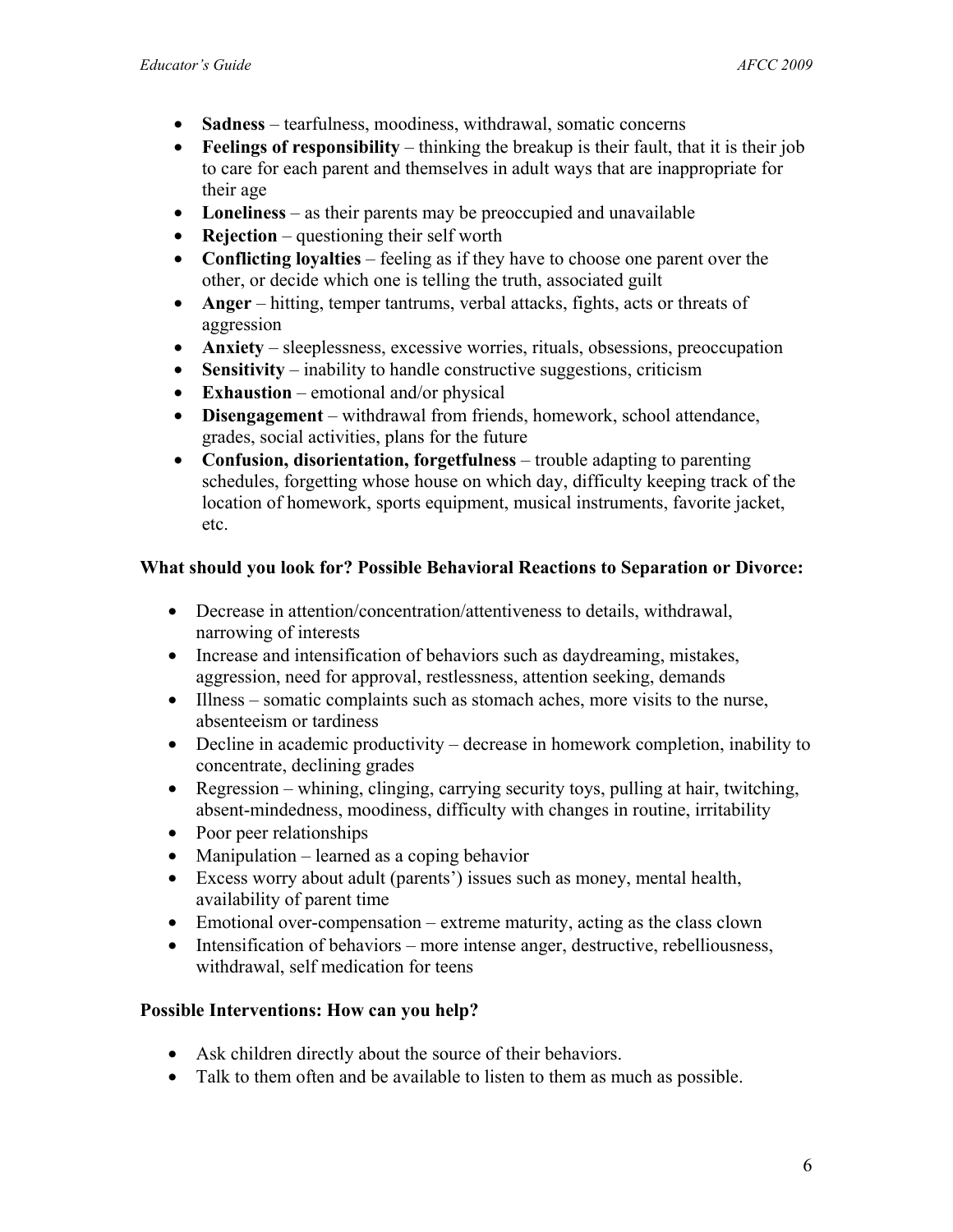- **Sadness** – tearfulness, moodiness, withdrawal, somatic concerns
- **Feelings of responsibility** – thinking the breakup is their fault, that it is their job to care for each parent and themselves in adult ways that are inappropriate for their age
- **Loneliness** – as their parents may be preoccupied and unavailable
- **Rejection** – questioning their self worth
- **Conflicting loyalties** – feeling as if they have to choose one parent over the other, or decide which one is telling the truth, associated guilt
- **Anger** – hitting, temper tantrums, verbal attacks, fights, acts or threats of aggression
- **Anxiety** – sleeplessness, excessive worries, rituals, obsessions, preoccupation
- **Sensitivity** – inability to handle constructive suggestions, criticism
- **Exhaustion** – emotional and/or physical
- **Disengagement** – withdrawal from friends, homework, school attendance, grades, social activities, plans for the future
- **Confusion, disorientation, forgetfulness** – trouble adapting to parenting schedules, forgetting whose house on which day, difficulty keeping track of the location of homework, sports equipment, musical instruments, favorite jacket, etc.

**What should you look for? Possible Behavioral Reactions to Separation or Divorce:**

- Decrease in attention/concentration/attentiveness to details, withdrawal, narrowing of interests
- Increase and intensification of behaviors such as daydreaming, mistakes, aggression, need for approval, restlessness, attention seeking, demands
- Illness – somatic complaints such as stomach aches, more visits to the nurse, absenteeism or tardiness
- Decline in academic productivity – decrease in homework completion, inability to concentrate, declining grades
- Regression – whining, clinging, carrying security toys, pulling at hair, twitching, absent-mindedness, moodiness, difficulty with changes in routine, irritability
- Poor peer relationships
- Manipulation – learned as a coping behavior
- Excess worry about adult (parents') issues such as money, mental health, availability of parent time
- Emotional over-compensation – extreme maturity, acting as the class clown
- Intensification of behaviors – more intense anger, destructive, rebelliousness, withdrawal, self medication for teens

**Possible Interventions: How can you help?**

- Ask children directly about the source of their behaviors.
- Talk to them often and be available to listen to them as much as possible.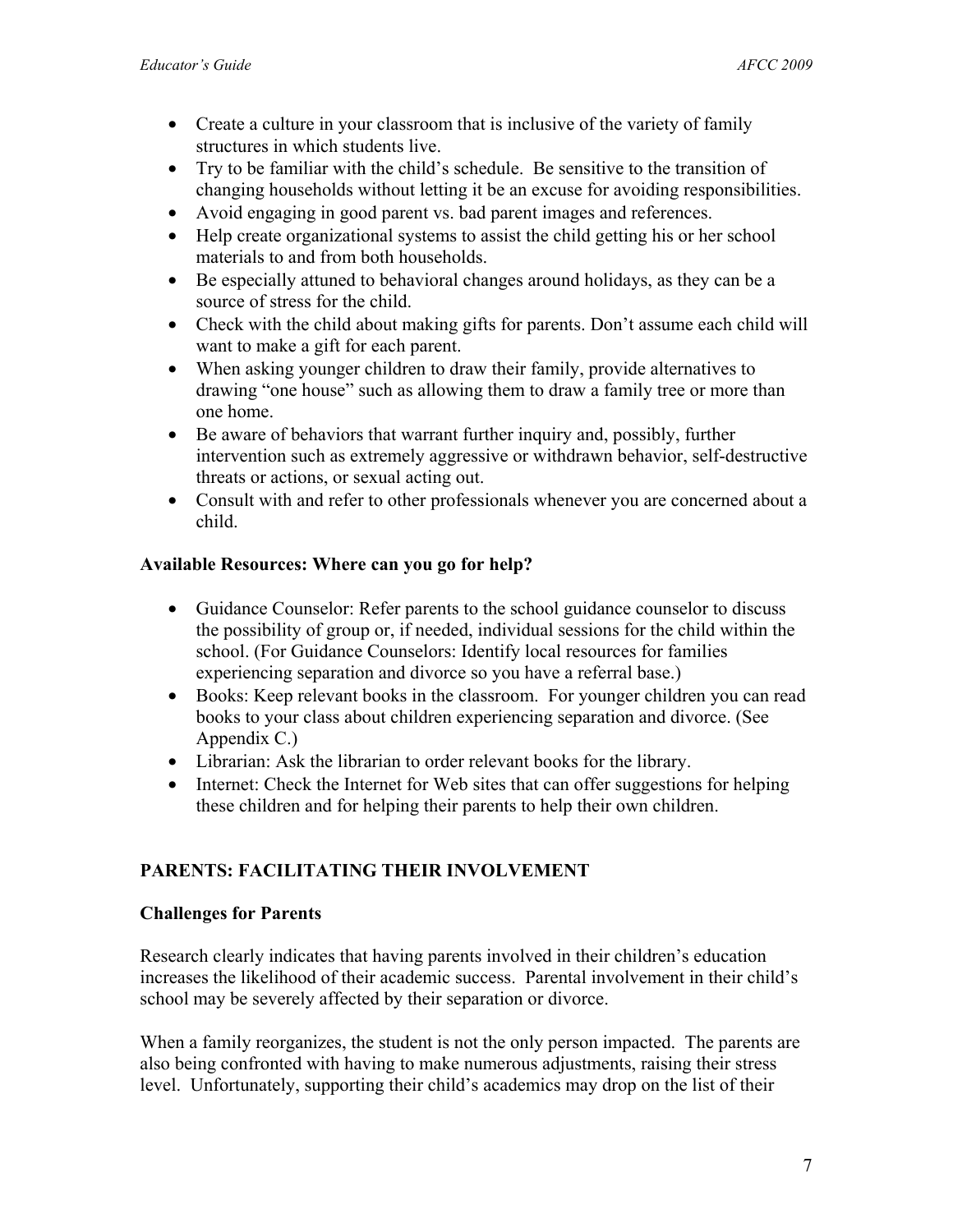- Create a culture in your classroom that is inclusive of the variety of family structures in which students live.
- Try to be familiar with the child's schedule. Be sensitive to the transition of changing households without letting it be an excuse for avoiding responsibilities.
- Avoid engaging in good parent vs. bad parent images and references.
- Help create organizational systems to assist the child getting his or her school materials to and from both households.
- Be especially attuned to behavioral changes around holidays, as they can be a source of stress for the child.
- Check with the child about making gifts for parents. Don't assume each child will want to make a gift for each parent.
- When asking younger children to draw their family, provide alternatives to drawing "one house" such as allowing them to draw a family tree or more than one home.
- Be aware of behaviors that warrant further inquiry and, possibly, further intervention such as extremely aggressive or withdrawn behavior, self-destructive threats or actions, or sexual acting out.
- Consult with and refer to other professionals whenever you are concerned about a child.

**Available Resources: Where can you go for help?**

- Guidance Counselor: Refer parents to the school guidance counselor to discuss the possibility of group or, if needed, individual sessions for the child within the school. (For Guidance Counselors: Identify local resources for families experiencing separation and divorce so you have a referral base.)
- Books: Keep relevant books in the classroom. For younger children you can read books to your class about children experiencing separation and divorce. (See Appendix C.)
- Librarian: Ask the librarian to order relevant books for the library.
- Internet: Check the Internet for Web sites that can offer suggestions for helping these children and for helping their parents to help their own children.

## PARENTS: FACILITATING THEIR INVOLVEMENT

### Challenges for Parents

Research clearly indicates that having parents involved in their children's education increases the likelihood of their academic success. Parental involvement in their child's school may be severely affected by their separation or divorce.

When a family reorganizes, the student is not the only person impacted. The parents are also being confronted with having to make numerous adjustments, raising their stress level. Unfortunately, supporting their child's academics may drop on the list of their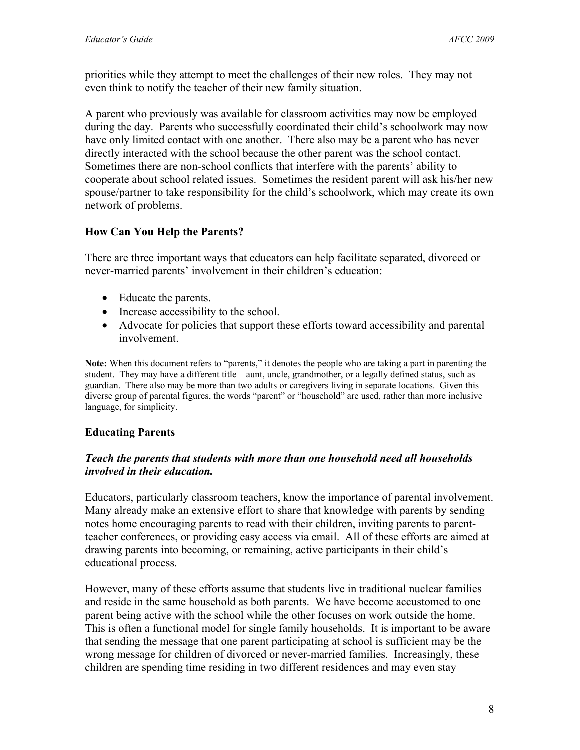priorities while they attempt to meet the challenges of their new roles. They may not even think to notify the teacher of their new family situation.

A parent who previously was available for classroom activities may now be employed during the day. Parents who successfully coordinated their child's schoolwork may now have only limited contact with one another. There also may be a parent who has never directly interacted with the school because the other parent was the school contact. Sometimes there are non-school conflicts that interfere with the parents' ability to cooperate about school related issues. Sometimes the resident parent will ask his/her new spouse/partner to take responsibility for the child's schoolwork, which may create its own network of problems.

### How Can You Help the Parents?

There are three important ways that educators can help facilitate separated, divorced or never-married parents' involvement in their children's education:

- Educate the parents.
- Increase accessibility to the school.
- Advocate for policies that support these efforts toward accessibility and parental involvement.

**Note:** When this document refers to "parents," it denotes the people who are taking a part in parenting the student. They may have a different title – aunt, uncle, grandmother, or a legally defined status, such as guardian. There also may be more than two adults or caregivers living in separate locations. Given this diverse group of parental figures, the words "parent" or "household" are used, rather than more inclusive language, for simplicity.

### Educating Parents

#### *Teach the parents that students with more than one household need all households involved in their education.*

Educators, particularly classroom teachers, know the importance of parental involvement. Many already make an extensive effort to share that knowledge with parents by sending notes home encouraging parents to read with their children, inviting parents to parent-teacher conferences, or providing easy access via email. All of these efforts are aimed at drawing parents into becoming, or remaining, active participants in their child's educational process.

However, many of these efforts assume that students live in traditional nuclear families and reside in the same household as both parents. We have become accustomed to one parent being active with the school while the other focuses on work outside the home. This is often a functional model for single family households. It is important to be aware that sending the message that one parent participating at school is sufficient may be the wrong message for children of divorced or never-married families. Increasingly, these children are spending time residing in two different residences and may even stay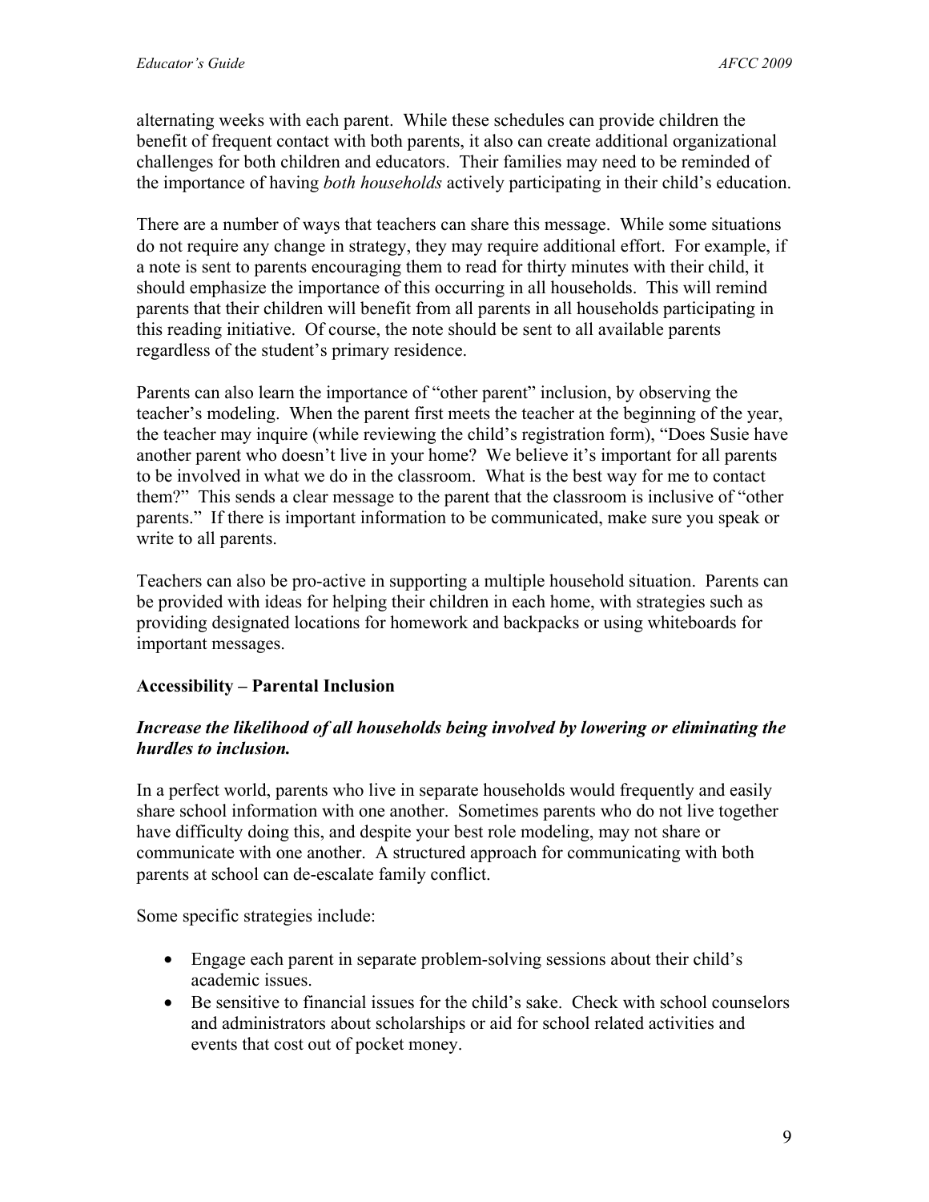alternating weeks with each parent. While these schedules can provide children the benefit of frequent contact with both parents, it also can create additional organizational challenges for both children and educators. Their families may need to be reminded of the importance of having *both households* actively participating in their child's education.

There are a number of ways that teachers can share this message. While some situations do not require any change in strategy, they may require additional effort. For example, if a note is sent to parents encouraging them to read for thirty minutes with their child, it should emphasize the importance of this occurring in all households. This will remind parents that their children will benefit from all parents in all households participating in this reading initiative. Of course, the note should be sent to all available parents regardless of the student's primary residence.

Parents can also learn the importance of "other parent" inclusion, by observing the teacher's modeling. When the parent first meets the teacher at the beginning of the year, the teacher may inquire (while reviewing the child's registration form), "Does Susie have another parent who doesn't live in your home? We believe it's important for all parents to be involved in what we do in the classroom. What is the best way for me to contact them?" This sends a clear message to the parent that the classroom is inclusive of "other parents." If there is important information to be communicated, make sure you speak or write to all parents.

Teachers can also be pro-active in supporting a multiple household situation. Parents can be provided with ideas for helping their children in each home, with strategies such as providing designated locations for homework and backpacks or using whiteboards for important messages.

**Accessibility – Parental Inclusion**

***Increase the likelihood of all households being involved by lowering or eliminating the hurdles to inclusion.***

In a perfect world, parents who live in separate households would frequently and easily share school information with one another. Sometimes parents who do not live together have difficulty doing this, and despite your best role modeling, may not share or communicate with one another. A structured approach for communicating with both parents at school can de-escalate family conflict.

Some specific strategies include:

- Engage each parent in separate problem-solving sessions about their child's academic issues.
- Be sensitive to financial issues for the child's sake. Check with school counselors and administrators about scholarships or aid for school related activities and events that cost out of pocket money.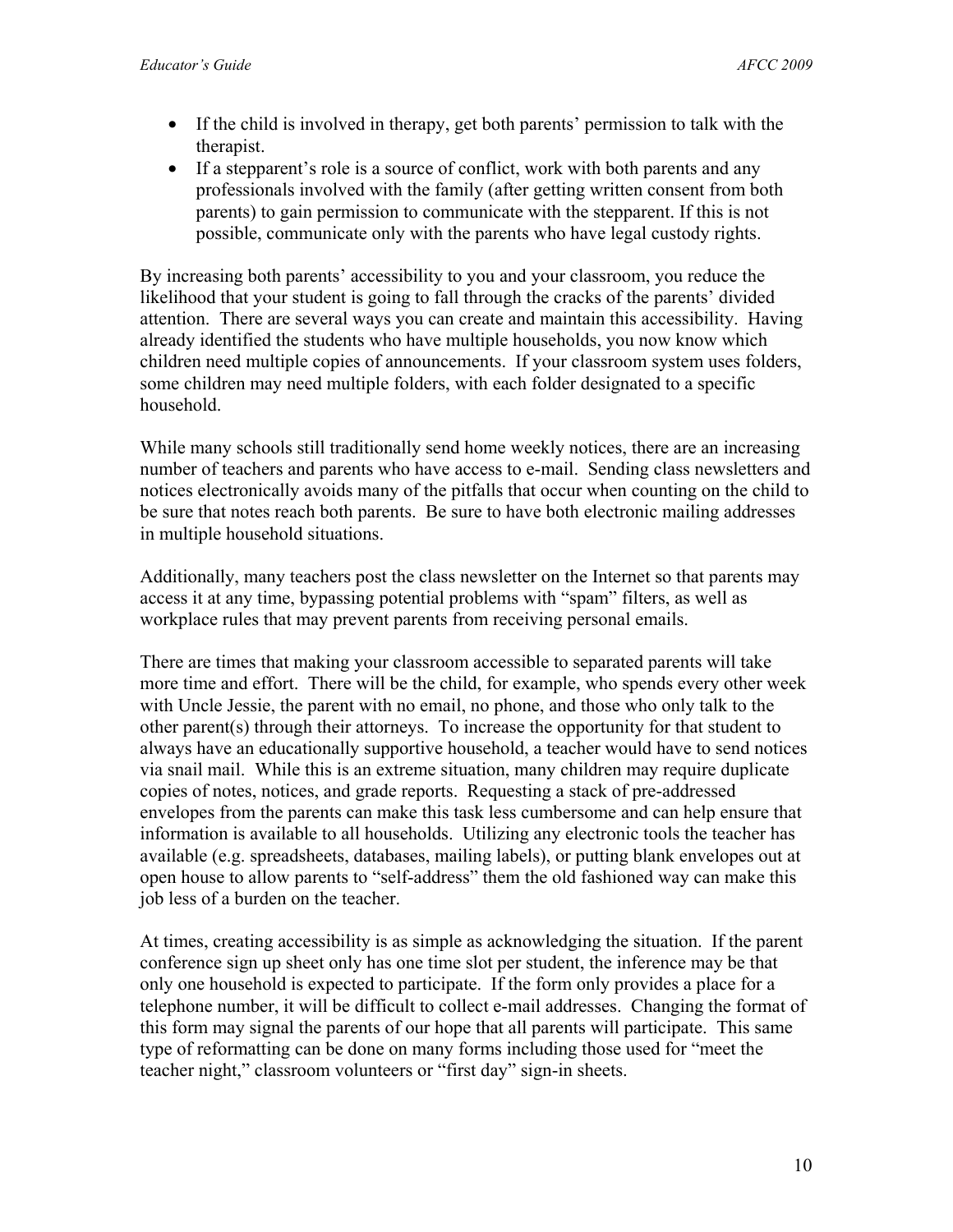- If the child is involved in therapy, get both parents' permission to talk with the therapist.
- If a stepparent's role is a source of conflict, work with both parents and any professionals involved with the family (after getting written consent from both parents) to gain permission to communicate with the stepparent. If this is not possible, communicate only with the parents who have legal custody rights.

By increasing both parents' accessibility to you and your classroom, you reduce the likelihood that your student is going to fall through the cracks of the parents' divided attention. There are several ways you can create and maintain this accessibility. Having already identified the students who have multiple households, you now know which children need multiple copies of announcements. If your classroom system uses folders, some children may need multiple folders, with each folder designated to a specific household.

While many schools still traditionally send home weekly notices, there are an increasing number of teachers and parents who have access to e-mail. Sending class newsletters and notices electronically avoids many of the pitfalls that occur when counting on the child to be sure that notes reach both parents. Be sure to have both electronic mailing addresses in multiple household situations.

Additionally, many teachers post the class newsletter on the Internet so that parents may access it at any time, bypassing potential problems with "spam" filters, as well as workplace rules that may prevent parents from receiving personal emails.

There are times that making your classroom accessible to separated parents will take more time and effort. There will be the child, for example, who spends every other week with Uncle Jessie, the parent with no email, no phone, and those who only talk to the other parent(s) through their attorneys. To increase the opportunity for that student to always have an educationally supportive household, a teacher would have to send notices via snail mail. While this is an extreme situation, many children may require duplicate copies of notes, notices, and grade reports. Requesting a stack of pre-addressed envelopes from the parents can make this task less cumbersome and can help ensure that information is available to all households. Utilizing any electronic tools the teacher has available (e.g. spreadsheets, databases, mailing labels), or putting blank envelopes out at open house to allow parents to "self-address" them the old fashioned way can make this job less of a burden on the teacher.

At times, creating accessibility is as simple as acknowledging the situation. If the parent conference sign up sheet only has one time slot per student, the inference may be that only one household is expected to participate. If the form only provides a place for a telephone number, it will be difficult to collect e-mail addresses. Changing the format of this form may signal the parents of our hope that all parents will participate. This same type of reformatting can be done on many forms including those used for "meet the teacher night," classroom volunteers or "first day" sign-in sheets.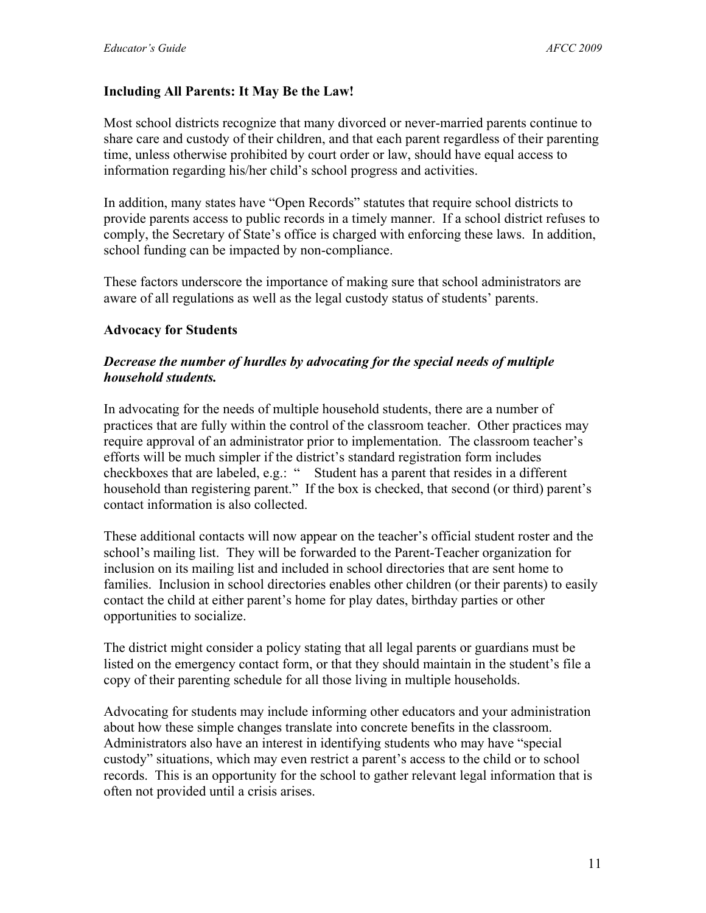**Including All Parents: It May Be the Law!**

Most school districts recognize that many divorced or never-married parents continue to share care and custody of their children, and that each parent regardless of their parenting time, unless otherwise prohibited by court order or law, should have equal access to information regarding his/her child's school progress and activities.

In addition, many states have "Open Records" statutes that require school districts to provide parents access to public records in a timely manner. If a school district refuses to comply, the Secretary of State's office is charged with enforcing these laws. In addition, school funding can be impacted by non-compliance.

These factors underscore the importance of making sure that school administrators are aware of all regulations as well as the legal custody status of students' parents.

**Advocacy for Students**

***Decrease the number of hurdles by advocating for the special needs of multiple household students.***

In advocating for the needs of multiple household students, there are a number of practices that are fully within the control of the classroom teacher. Other practices may require approval of an administrator prior to implementation. The classroom teacher's efforts will be much simpler if the district's standard registration form includes checkboxes that are labeled, e.g.: "   Student has a parent that resides in a different household than registering parent." If the box is checked, that second (or third) parent's contact information is also collected.

These additional contacts will now appear on the teacher's official student roster and the school's mailing list. They will be forwarded to the Parent-Teacher organization for inclusion on its mailing list and included in school directories that are sent home to families. Inclusion in school directories enables other children (or their parents) to easily contact the child at either parent's home for play dates, birthday parties or other opportunities to socialize.

The district might consider a policy stating that all legal parents or guardians must be listed on the emergency contact form, or that they should maintain in the student's file a copy of their parenting schedule for all those living in multiple households.

Advocating for students may include informing other educators and your administration about how these simple changes translate into concrete benefits in the classroom. Administrators also have an interest in identifying students who may have "special custody" situations, which may even restrict a parent's access to the child or to school records. This is an opportunity for the school to gather relevant legal information that is often not provided until a crisis arises.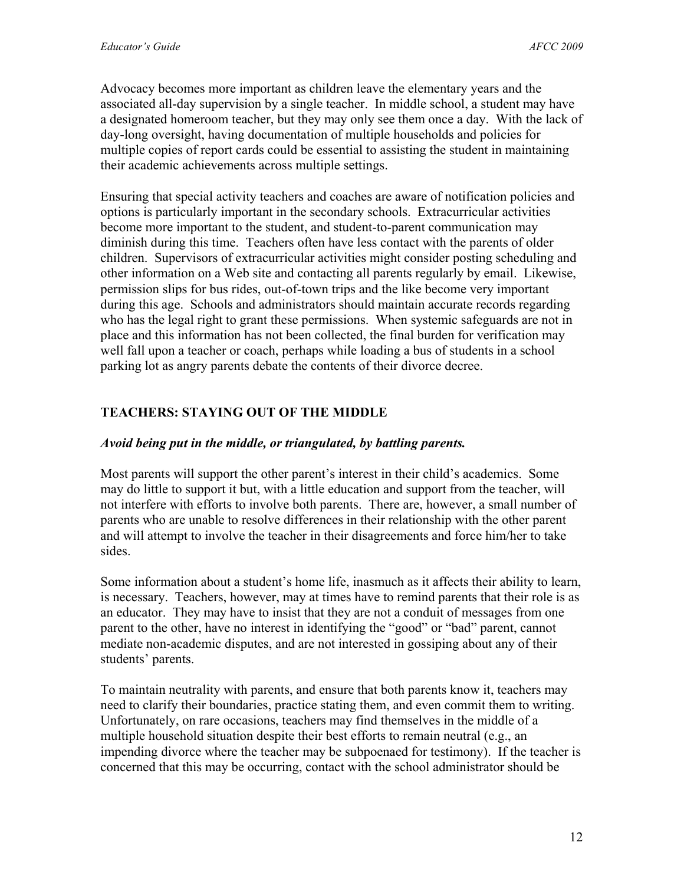Advocacy becomes more important as children leave the elementary years and the associated all-day supervision by a single teacher. In middle school, a student may have a designated homeroom teacher, but they may only see them once a day. With the lack of day-long oversight, having documentation of multiple households and policies for multiple copies of report cards could be essential to assisting the student in maintaining their academic achievements across multiple settings.

Ensuring that special activity teachers and coaches are aware of notification policies and options is particularly important in the secondary schools. Extracurricular activities become more important to the student, and student-to-parent communication may diminish during this time. Teachers often have less contact with the parents of older children. Supervisors of extracurricular activities might consider posting scheduling and other information on a Web site and contacting all parents regularly by email. Likewise, permission slips for bus rides, out-of-town trips and the like become very important during this age. Schools and administrators should maintain accurate records regarding who has the legal right to grant these permissions. When systemic safeguards are not in place and this information has not been collected, the final burden for verification may well fall upon a teacher or coach, perhaps while loading a bus of students in a school parking lot as angry parents debate the contents of their divorce decree.

## TEACHERS: STAYING OUT OF THE MIDDLE

***Avoid being put in the middle, or triangulated, by battling parents.***

Most parents will support the other parent's interest in their child's academics. Some may do little to support it but, with a little education and support from the teacher, will not interfere with efforts to involve both parents. There are, however, a small number of parents who are unable to resolve differences in their relationship with the other parent and will attempt to involve the teacher in their disagreements and force him/her to take sides.

Some information about a student's home life, inasmuch as it affects their ability to learn, is necessary. Teachers, however, may at times have to remind parents that their role is as an educator. They may have to insist that they are not a conduit of messages from one parent to the other, have no interest in identifying the "good" or "bad" parent, cannot mediate non-academic disputes, and are not interested in gossiping about any of their students' parents.

To maintain neutrality with parents, and ensure that both parents know it, teachers may need to clarify their boundaries, practice stating them, and even commit them to writing. Unfortunately, on rare occasions, teachers may find themselves in the middle of a multiple household situation despite their best efforts to remain neutral (e.g., an impending divorce where the teacher may be subpoenaed for testimony). If the teacher is concerned that this may be occurring, contact with the school administrator should be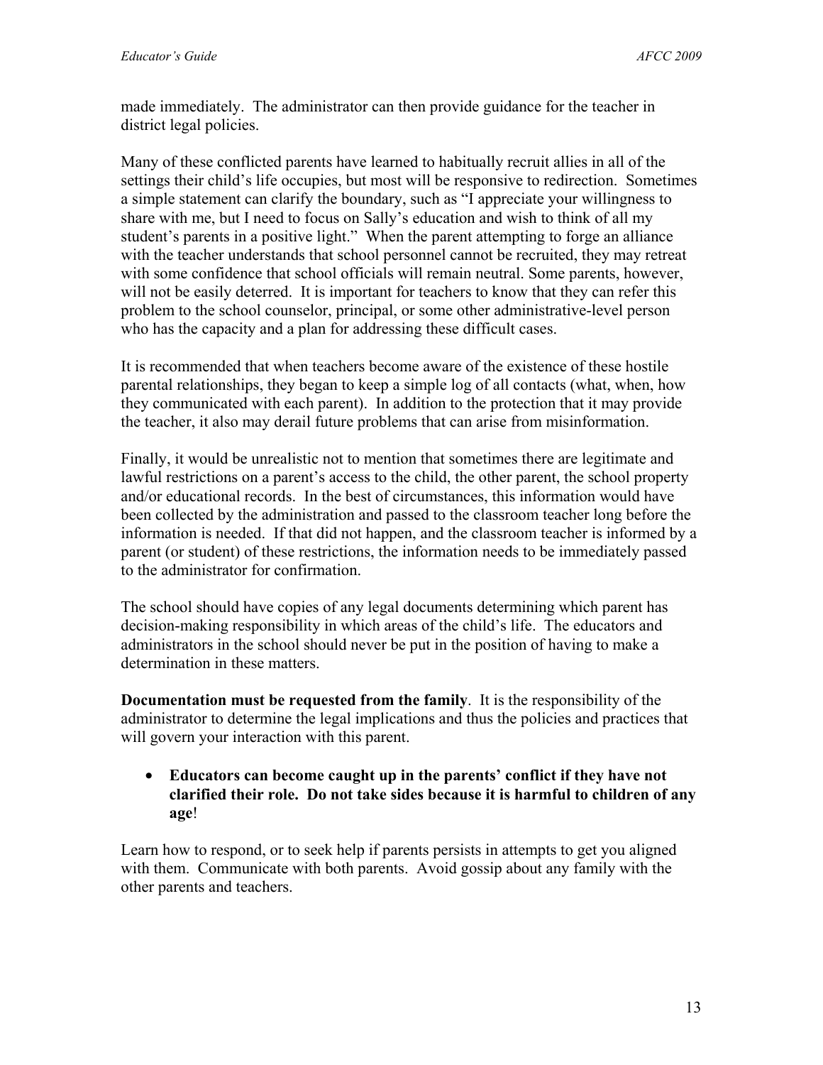made immediately. The administrator can then provide guidance for the teacher in district legal policies.

Many of these conflicted parents have learned to habitually recruit allies in all of the settings their child's life occupies, but most will be responsive to redirection. Sometimes a simple statement can clarify the boundary, such as "I appreciate your willingness to share with me, but I need to focus on Sally's education and wish to think of all my student's parents in a positive light." When the parent attempting to forge an alliance with the teacher understands that school personnel cannot be recruited, they may retreat with some confidence that school officials will remain neutral. Some parents, however, will not be easily deterred. It is important for teachers to know that they can refer this problem to the school counselor, principal, or some other administrative-level person who has the capacity and a plan for addressing these difficult cases.

It is recommended that when teachers become aware of the existence of these hostile parental relationships, they began to keep a simple log of all contacts (what, when, how they communicated with each parent). In addition to the protection that it may provide the teacher, it also may derail future problems that can arise from misinformation.

Finally, it would be unrealistic not to mention that sometimes there are legitimate and lawful restrictions on a parent's access to the child, the other parent, the school property and/or educational records. In the best of circumstances, this information would have been collected by the administration and passed to the classroom teacher long before the information is needed. If that did not happen, and the classroom teacher is informed by a parent (or student) of these restrictions, the information needs to be immediately passed to the administrator for confirmation.

The school should have copies of any legal documents determining which parent has decision-making responsibility in which areas of the child's life. The educators and administrators in the school should never be put in the position of having to make a determination in these matters.

**Documentation must be requested from the family**. It is the responsibility of the administrator to determine the legal implications and thus the policies and practices that will govern your interaction with this parent.

- **Educators can become caught up in the parents' conflict if they have not clarified their role. Do not take sides because it is harmful to children of any age**!

Learn how to respond, or to seek help if parents persists in attempts to get you aligned with them. Communicate with both parents. Avoid gossip about any family with the other parents and teachers.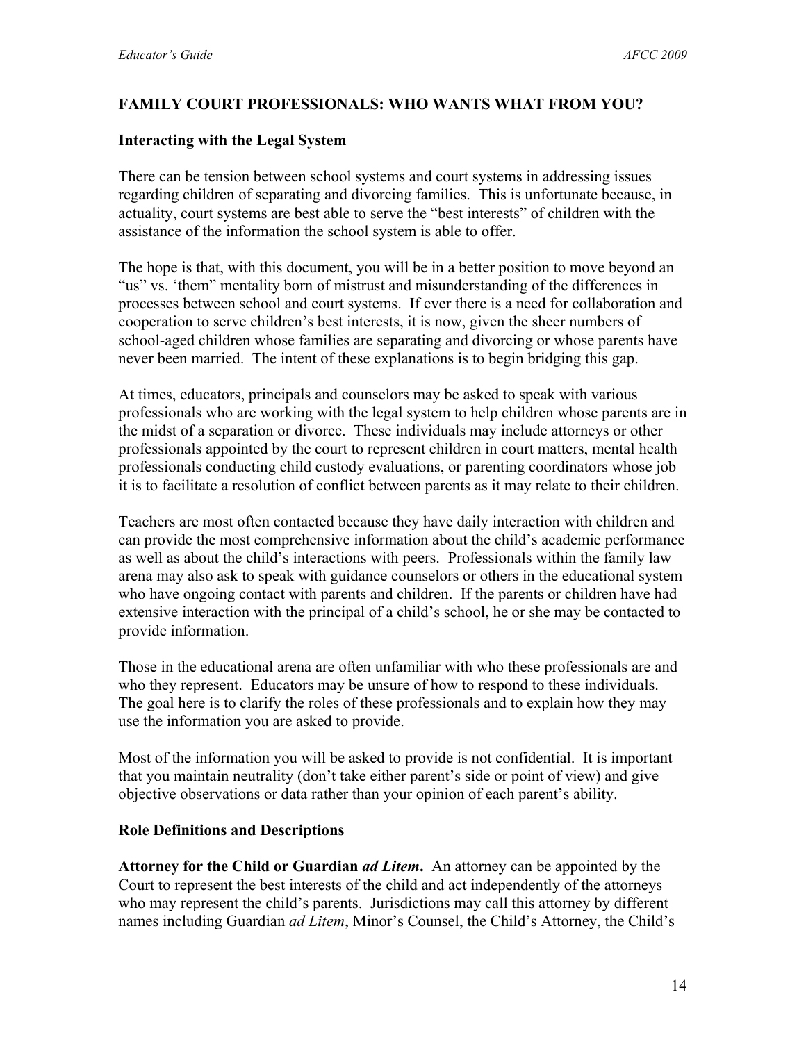## FAMILY COURT PROFESSIONALS: WHO WANTS WHAT FROM YOU?

### Interacting with the Legal System

There can be tension between school systems and court systems in addressing issues regarding children of separating and divorcing families. This is unfortunate because, in actuality, court systems are best able to serve the "best interests" of children with the assistance of the information the school system is able to offer.

The hope is that, with this document, you will be in a better position to move beyond an "us" vs. 'them" mentality born of mistrust and misunderstanding of the differences in processes between school and court systems. If ever there is a need for collaboration and cooperation to serve children's best interests, it is now, given the sheer numbers of school-aged children whose families are separating and divorcing or whose parents have never been married. The intent of these explanations is to begin bridging this gap.

At times, educators, principals and counselors may be asked to speak with various professionals who are working with the legal system to help children whose parents are in the midst of a separation or divorce. These individuals may include attorneys or other professionals appointed by the court to represent children in court matters, mental health professionals conducting child custody evaluations, or parenting coordinators whose job it is to facilitate a resolution of conflict between parents as it may relate to their children.

Teachers are most often contacted because they have daily interaction with children and can provide the most comprehensive information about the child's academic performance as well as about the child's interactions with peers. Professionals within the family law arena may also ask to speak with guidance counselors or others in the educational system who have ongoing contact with parents and children. If the parents or children have had extensive interaction with the principal of a child's school, he or she may be contacted to provide information.

Those in the educational arena are often unfamiliar with who these professionals are and who they represent. Educators may be unsure of how to respond to these individuals. The goal here is to clarify the roles of these professionals and to explain how they may use the information you are asked to provide.

Most of the information you will be asked to provide is not confidential. It is important that you maintain neutrality (don't take either parent's side or point of view) and give objective observations or data rather than your opinion of each parent's ability.

### Role Definitions and Descriptions

**Attorney for the Child or Guardian *ad Litem*.** An attorney can be appointed by the Court to represent the best interests of the child and act independently of the attorneys who may represent the child's parents. Jurisdictions may call this attorney by different names including Guardian *ad Litem*, Minor's Counsel, the Child's Attorney, the Child's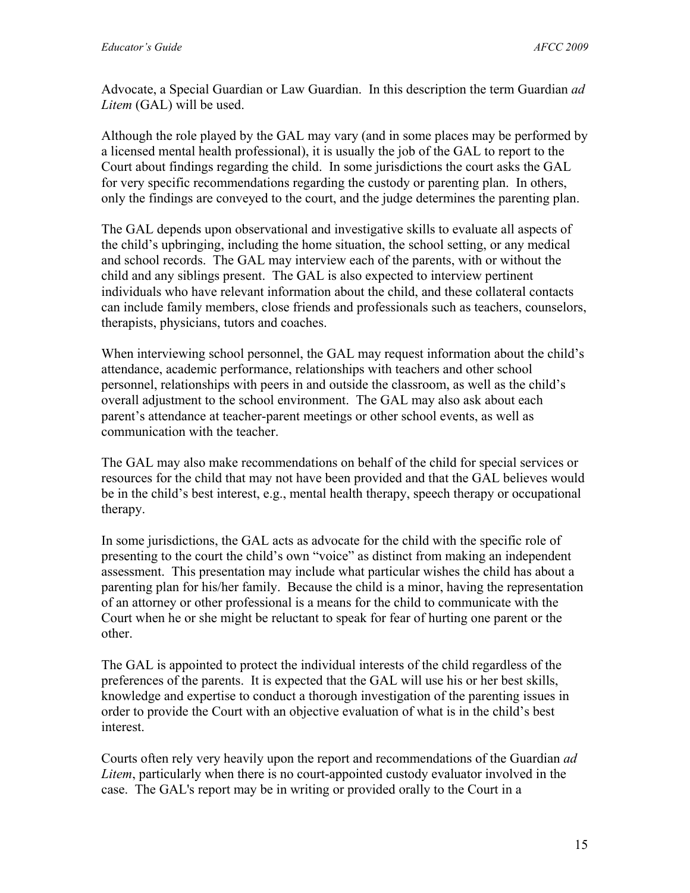Advocate, a Special Guardian or Law Guardian. In this description the term Guardian *ad Litem* (GAL) will be used.

Although the role played by the GAL may vary (and in some places may be performed by a licensed mental health professional), it is usually the job of the GAL to report to the Court about findings regarding the child. In some jurisdictions the court asks the GAL for very specific recommendations regarding the custody or parenting plan. In others, only the findings are conveyed to the court, and the judge determines the parenting plan.

The GAL depends upon observational and investigative skills to evaluate all aspects of the child's upbringing, including the home situation, the school setting, or any medical and school records. The GAL may interview each of the parents, with or without the child and any siblings present. The GAL is also expected to interview pertinent individuals who have relevant information about the child, and these collateral contacts can include family members, close friends and professionals such as teachers, counselors, therapists, physicians, tutors and coaches.

When interviewing school personnel, the GAL may request information about the child's attendance, academic performance, relationships with teachers and other school personnel, relationships with peers in and outside the classroom, as well as the child's overall adjustment to the school environment. The GAL may also ask about each parent's attendance at teacher-parent meetings or other school events, as well as communication with the teacher.

The GAL may also make recommendations on behalf of the child for special services or resources for the child that may not have been provided and that the GAL believes would be in the child's best interest, e.g., mental health therapy, speech therapy or occupational therapy.

In some jurisdictions, the GAL acts as advocate for the child with the specific role of presenting to the court the child's own "voice" as distinct from making an independent assessment. This presentation may include what particular wishes the child has about a parenting plan for his/her family. Because the child is a minor, having the representation of an attorney or other professional is a means for the child to communicate with the Court when he or she might be reluctant to speak for fear of hurting one parent or the other.

The GAL is appointed to protect the individual interests of the child regardless of the preferences of the parents. It is expected that the GAL will use his or her best skills, knowledge and expertise to conduct a thorough investigation of the parenting issues in order to provide the Court with an objective evaluation of what is in the child's best interest.

Courts often rely very heavily upon the report and recommendations of the Guardian *ad Litem*, particularly when there is no court-appointed custody evaluator involved in the case. The GAL's report may be in writing or provided orally to the Court in a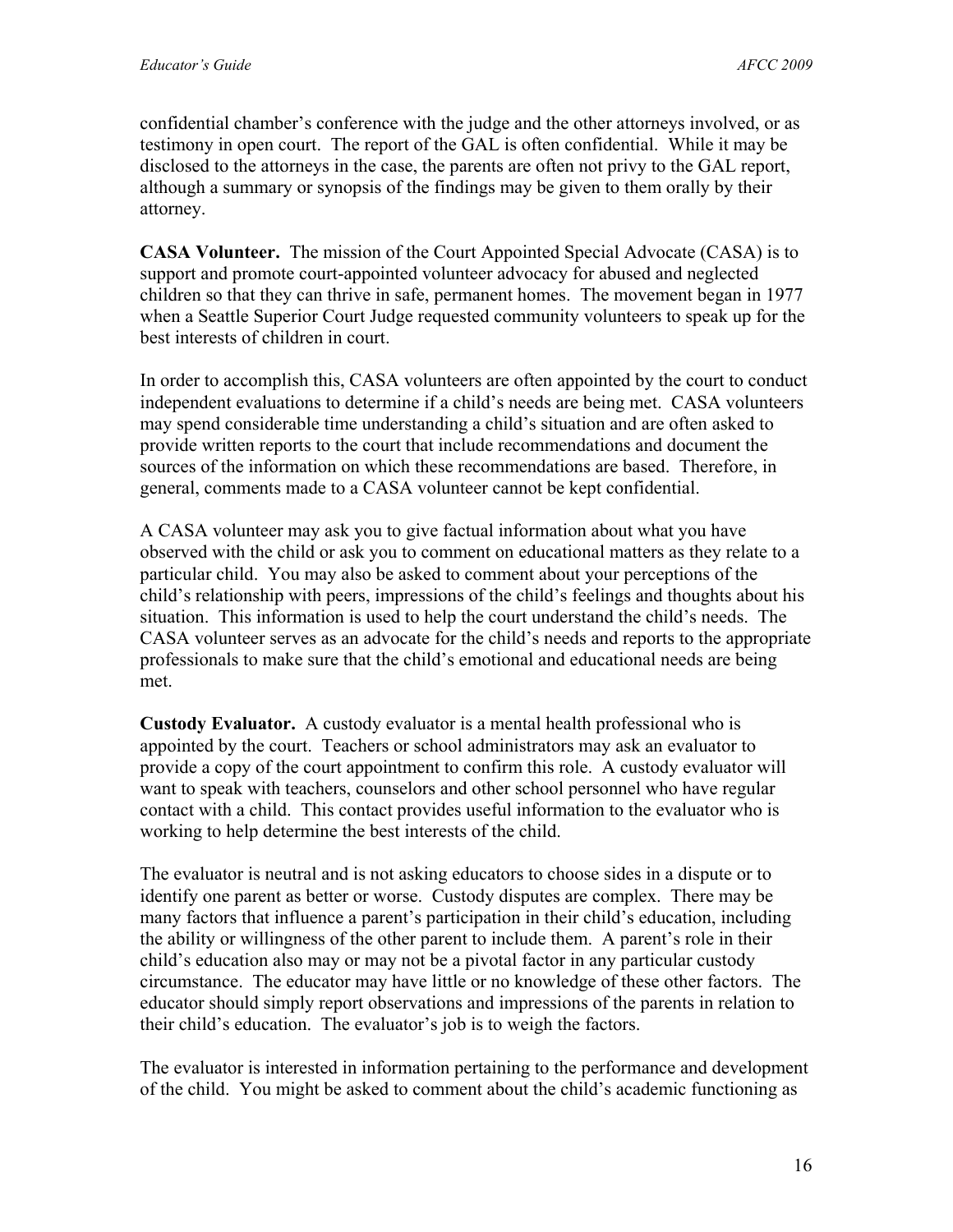confidential chamber's conference with the judge and the other attorneys involved, or as testimony in open court. The report of the GAL is often confidential. While it may be disclosed to the attorneys in the case, the parents are often not privy to the GAL report, although a summary or synopsis of the findings may be given to them orally by their attorney.

**CASA Volunteer.** The mission of the Court Appointed Special Advocate (CASA) is to support and promote court-appointed volunteer advocacy for abused and neglected children so that they can thrive in safe, permanent homes. The movement began in 1977 when a Seattle Superior Court Judge requested community volunteers to speak up for the best interests of children in court.

In order to accomplish this, CASA volunteers are often appointed by the court to conduct independent evaluations to determine if a child's needs are being met. CASA volunteers may spend considerable time understanding a child's situation and are often asked to provide written reports to the court that include recommendations and document the sources of the information on which these recommendations are based. Therefore, in general, comments made to a CASA volunteer cannot be kept confidential.

A CASA volunteer may ask you to give factual information about what you have observed with the child or ask you to comment on educational matters as they relate to a particular child. You may also be asked to comment about your perceptions of the child's relationship with peers, impressions of the child's feelings and thoughts about his situation. This information is used to help the court understand the child's needs. The CASA volunteer serves as an advocate for the child's needs and reports to the appropriate professionals to make sure that the child's emotional and educational needs are being met.

**Custody Evaluator.** A custody evaluator is a mental health professional who is appointed by the court. Teachers or school administrators may ask an evaluator to provide a copy of the court appointment to confirm this role. A custody evaluator will want to speak with teachers, counselors and other school personnel who have regular contact with a child. This contact provides useful information to the evaluator who is working to help determine the best interests of the child.

The evaluator is neutral and is not asking educators to choose sides in a dispute or to identify one parent as better or worse. Custody disputes are complex. There may be many factors that influence a parent's participation in their child's education, including the ability or willingness of the other parent to include them. A parent's role in their child's education also may or may not be a pivotal factor in any particular custody circumstance. The educator may have little or no knowledge of these other factors. The educator should simply report observations and impressions of the parents in relation to their child's education. The evaluator's job is to weigh the factors.

The evaluator is interested in information pertaining to the performance and development of the child. You might be asked to comment about the child's academic functioning as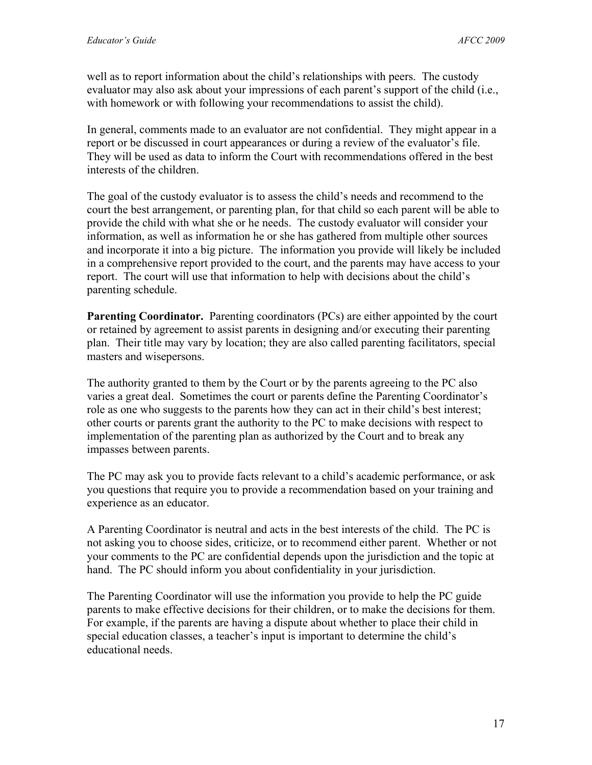well as to report information about the child's relationships with peers. The custody evaluator may also ask about your impressions of each parent's support of the child (i.e., with homework or with following your recommendations to assist the child).

In general, comments made to an evaluator are not confidential. They might appear in a report or be discussed in court appearances or during a review of the evaluator's file. They will be used as data to inform the Court with recommendations offered in the best interests of the children.

The goal of the custody evaluator is to assess the child's needs and recommend to the court the best arrangement, or parenting plan, for that child so each parent will be able to provide the child with what she or he needs. The custody evaluator will consider your information, as well as information he or she has gathered from multiple other sources and incorporate it into a big picture. The information you provide will likely be included in a comprehensive report provided to the court, and the parents may have access to your report. The court will use that information to help with decisions about the child's parenting schedule.

**Parenting Coordinator.** Parenting coordinators (PCs) are either appointed by the court or retained by agreement to assist parents in designing and/or executing their parenting plan. Their title may vary by location; they are also called parenting facilitators, special masters and wisepersons.

The authority granted to them by the Court or by the parents agreeing to the PC also varies a great deal. Sometimes the court or parents define the Parenting Coordinator's role as one who suggests to the parents how they can act in their child's best interest; other courts or parents grant the authority to the PC to make decisions with respect to implementation of the parenting plan as authorized by the Court and to break any impasses between parents.

The PC may ask you to provide facts relevant to a child's academic performance, or ask you questions that require you to provide a recommendation based on your training and experience as an educator.

A Parenting Coordinator is neutral and acts in the best interests of the child. The PC is not asking you to choose sides, criticize, or to recommend either parent. Whether or not your comments to the PC are confidential depends upon the jurisdiction and the topic at hand. The PC should inform you about confidentiality in your jurisdiction.

The Parenting Coordinator will use the information you provide to help the PC guide parents to make effective decisions for their children, or to make the decisions for them. For example, if the parents are having a dispute about whether to place their child in special education classes, a teacher's input is important to determine the child's educational needs.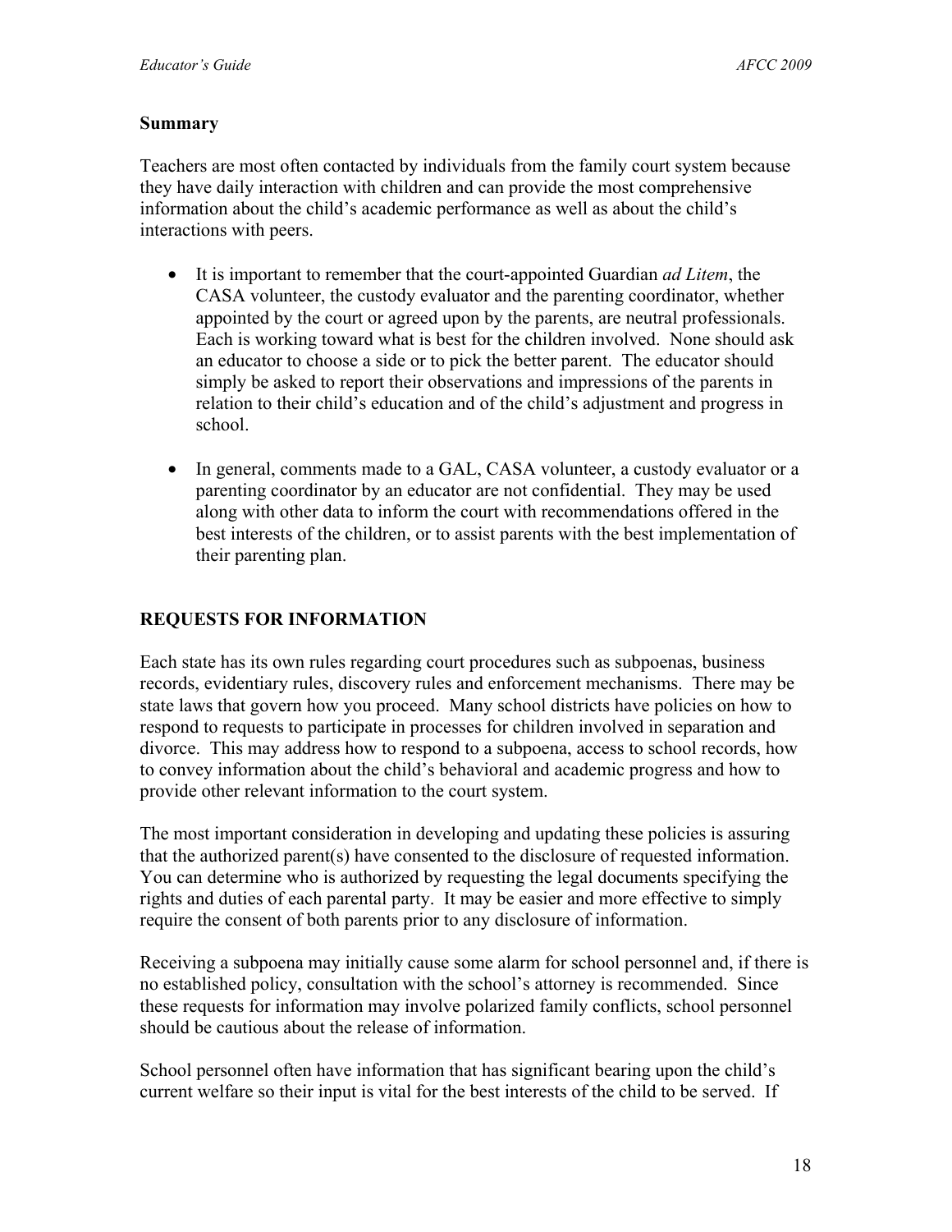**Summary**

Teachers are most often contacted by individuals from the family court system because they have daily interaction with children and can provide the most comprehensive information about the child's academic performance as well as about the child's interactions with peers.

- It is important to remember that the court-appointed Guardian *ad Litem*, the CASA volunteer, the custody evaluator and the parenting coordinator, whether appointed by the court or agreed upon by the parents, are neutral professionals. Each is working toward what is best for the children involved. None should ask an educator to choose a side or to pick the better parent. The educator should simply be asked to report their observations and impressions of the parents in relation to their child's education and of the child's adjustment and progress in school.

- In general, comments made to a GAL, CASA volunteer, a custody evaluator or a parenting coordinator by an educator are not confidential. They may be used along with other data to inform the court with recommendations offered in the best interests of the children, or to assist parents with the best implementation of their parenting plan.

## REQUESTS FOR INFORMATION

Each state has its own rules regarding court procedures such as subpoenas, business records, evidentiary rules, discovery rules and enforcement mechanisms. There may be state laws that govern how you proceed. Many school districts have policies on how to respond to requests to participate in processes for children involved in separation and divorce. This may address how to respond to a subpoena, access to school records, how to convey information about the child's behavioral and academic progress and how to provide other relevant information to the court system.

The most important consideration in developing and updating these policies is assuring that the authorized parent(s) have consented to the disclosure of requested information. You can determine who is authorized by requesting the legal documents specifying the rights and duties of each parental party. It may be easier and more effective to simply require the consent of both parents prior to any disclosure of information.

Receiving a subpoena may initially cause some alarm for school personnel and, if there is no established policy, consultation with the school's attorney is recommended. Since these requests for information may involve polarized family conflicts, school personnel should be cautious about the release of information.

School personnel often have information that has significant bearing upon the child's current welfare so their input is vital for the best interests of the child to be served. If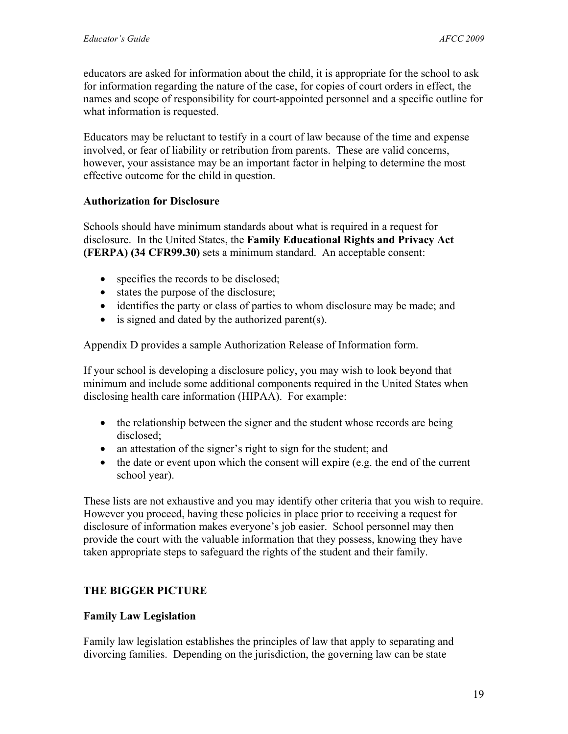educators are asked for information about the child, it is appropriate for the school to ask for information regarding the nature of the case, for copies of court orders in effect, the names and scope of responsibility for court-appointed personnel and a specific outline for what information is requested.

Educators may be reluctant to testify in a court of law because of the time and expense involved, or fear of liability or retribution from parents. These are valid concerns, however, your assistance may be an important factor in helping to determine the most effective outcome for the child in question.

### Authorization for Disclosure

Schools should have minimum standards about what is required in a request for disclosure. In the United States, the **Family Educational Rights and Privacy Act (FERPA) (34 CFR99.30)** sets a minimum standard. An acceptable consent:

- specifies the records to be disclosed;
- states the purpose of the disclosure;
- identifies the party or class of parties to whom disclosure may be made; and
- is signed and dated by the authorized parent(s).

Appendix D provides a sample Authorization Release of Information form.

If your school is developing a disclosure policy, you may wish to look beyond that minimum and include some additional components required in the United States when disclosing health care information (HIPAA). For example:

- the relationship between the signer and the student whose records are being disclosed;
- an attestation of the signer's right to sign for the student; and
- the date or event upon which the consent will expire (e.g. the end of the current school year).

These lists are not exhaustive and you may identify other criteria that you wish to require. However you proceed, having these policies in place prior to receiving a request for disclosure of information makes everyone's job easier. School personnel may then provide the court with the valuable information that they possess, knowing they have taken appropriate steps to safeguard the rights of the student and their family.

## THE BIGGER PICTURE

### Family Law Legislation

Family law legislation establishes the principles of law that apply to separating and divorcing families. Depending on the jurisdiction, the governing law can be state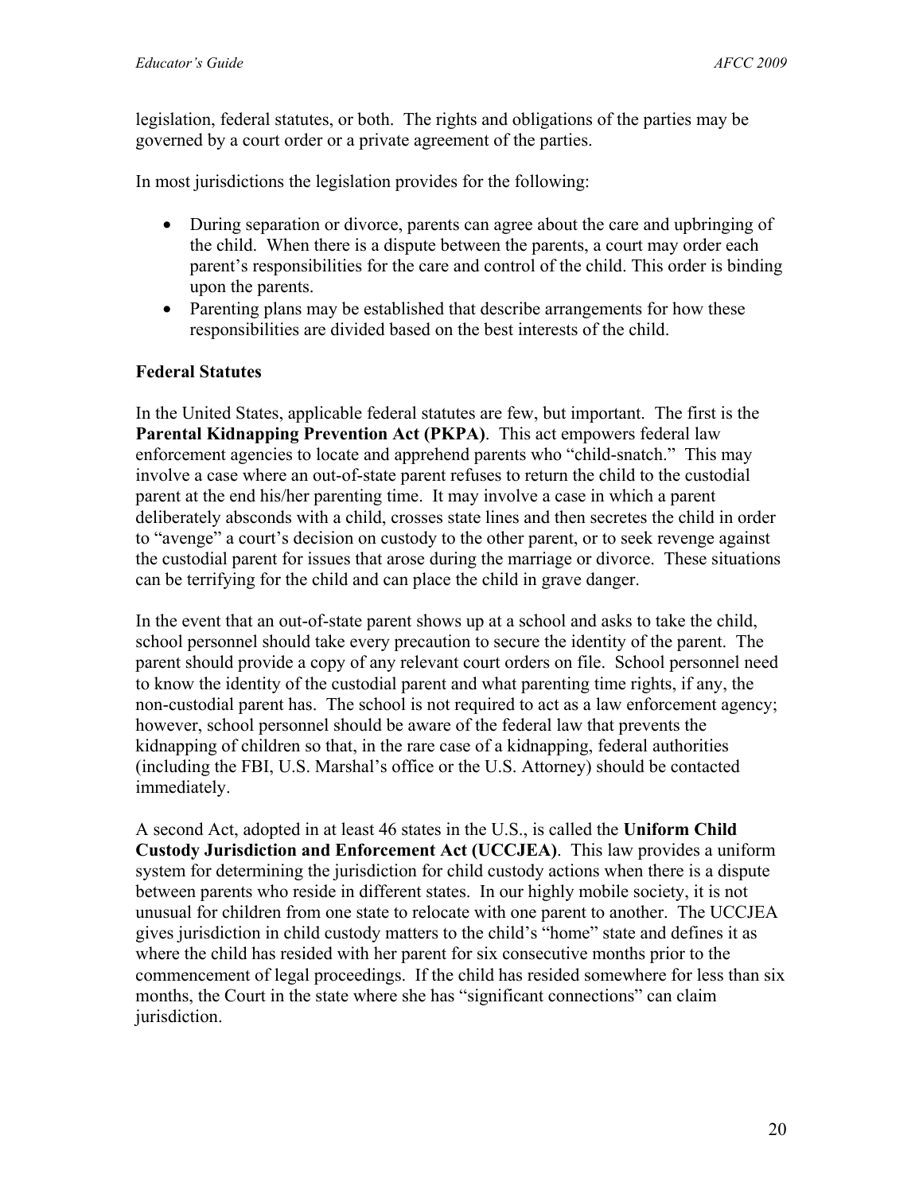legislation, federal statutes, or both. The rights and obligations of the parties may be governed by a court order or a private agreement of the parties.

In most jurisdictions the legislation provides for the following:

- During separation or divorce, parents can agree about the care and upbringing of the child. When there is a dispute between the parents, a court may order each parent's responsibilities for the care and control of the child. This order is binding upon the parents.
- Parenting plans may be established that describe arrangements for how these responsibilities are divided based on the best interests of the child.

**Federal Statutes**

In the United States, applicable federal statutes are few, but important. The first is the **Parental Kidnapping Prevention Act (PKPA)**. This act empowers federal law enforcement agencies to locate and apprehend parents who "child-snatch." This may involve a case where an out-of-state parent refuses to return the child to the custodial parent at the end his/her parenting time. It may involve a case in which a parent deliberately absconds with a child, crosses state lines and then secretes the child in order to "avenge" a court's decision on custody to the other parent, or to seek revenge against the custodial parent for issues that arose during the marriage or divorce. These situations can be terrifying for the child and can place the child in grave danger.

In the event that an out-of-state parent shows up at a school and asks to take the child, school personnel should take every precaution to secure the identity of the parent. The parent should provide a copy of any relevant court orders on file. School personnel need to know the identity of the custodial parent and what parenting time rights, if any, the non-custodial parent has. The school is not required to act as a law enforcement agency; however, school personnel should be aware of the federal law that prevents the kidnapping of children so that, in the rare case of a kidnapping, federal authorities (including the FBI, U.S. Marshal's office or the U.S. Attorney) should be contacted immediately.

A second Act, adopted in at least 46 states in the U.S., is called the **Uniform Child Custody Jurisdiction and Enforcement Act (UCCJEA)**. This law provides a uniform system for determining the jurisdiction for child custody actions when there is a dispute between parents who reside in different states. In our highly mobile society, it is not unusual for children from one state to relocate with one parent to another. The UCCJEA gives jurisdiction in child custody matters to the child's "home" state and defines it as where the child has resided with her parent for six consecutive months prior to the commencement of legal proceedings. If the child has resided somewhere for less than six months, the Court in the state where she has "significant connections" can claim jurisdiction.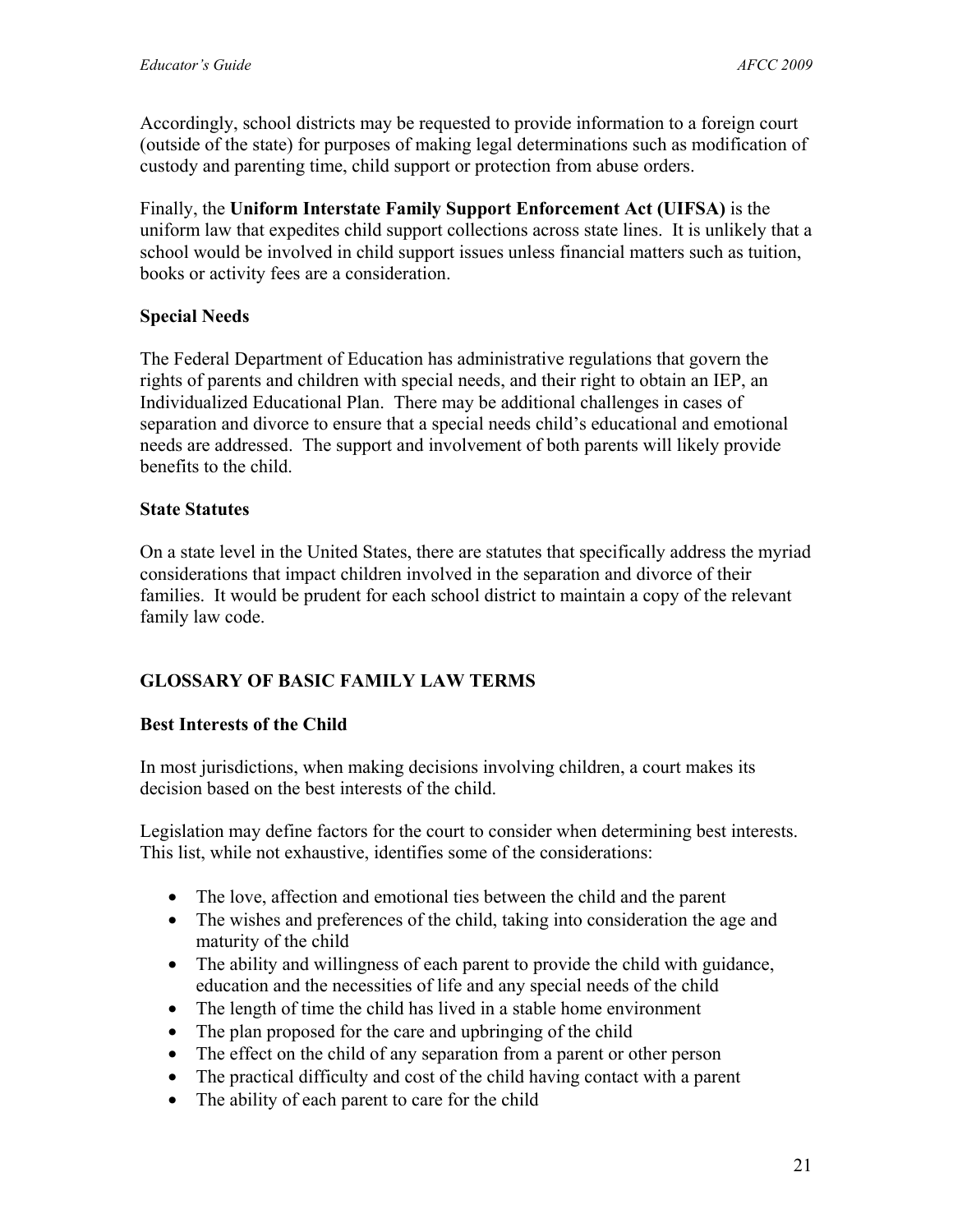Accordingly, school districts may be requested to provide information to a foreign court (outside of the state) for purposes of making legal determinations such as modification of custody and parenting time, child support or protection from abuse orders.

Finally, the **Uniform Interstate Family Support Enforcement Act (UIFSA)** is the uniform law that expedites child support collections across state lines. It is unlikely that a school would be involved in child support issues unless financial matters such as tuition, books or activity fees are a consideration.

### Special Needs

The Federal Department of Education has administrative regulations that govern the rights of parents and children with special needs, and their right to obtain an IEP, an Individualized Educational Plan. There may be additional challenges in cases of separation and divorce to ensure that a special needs child's educational and emotional needs are addressed. The support and involvement of both parents will likely provide benefits to the child.

### State Statutes

On a state level in the United States, there are statutes that specifically address the myriad considerations that impact children involved in the separation and divorce of their families. It would be prudent for each school district to maintain a copy of the relevant family law code.

## GLOSSARY OF BASIC FAMILY LAW TERMS

### Best Interests of the Child

In most jurisdictions, when making decisions involving children, a court makes its decision based on the best interests of the child.

Legislation may define factors for the court to consider when determining best interests. This list, while not exhaustive, identifies some of the considerations:

- The love, affection and emotional ties between the child and the parent
- The wishes and preferences of the child, taking into consideration the age and maturity of the child
- The ability and willingness of each parent to provide the child with guidance, education and the necessities of life and any special needs of the child
- The length of time the child has lived in a stable home environment
- The plan proposed for the care and upbringing of the child
- The effect on the child of any separation from a parent or other person
- The practical difficulty and cost of the child having contact with a parent
- The ability of each parent to care for the child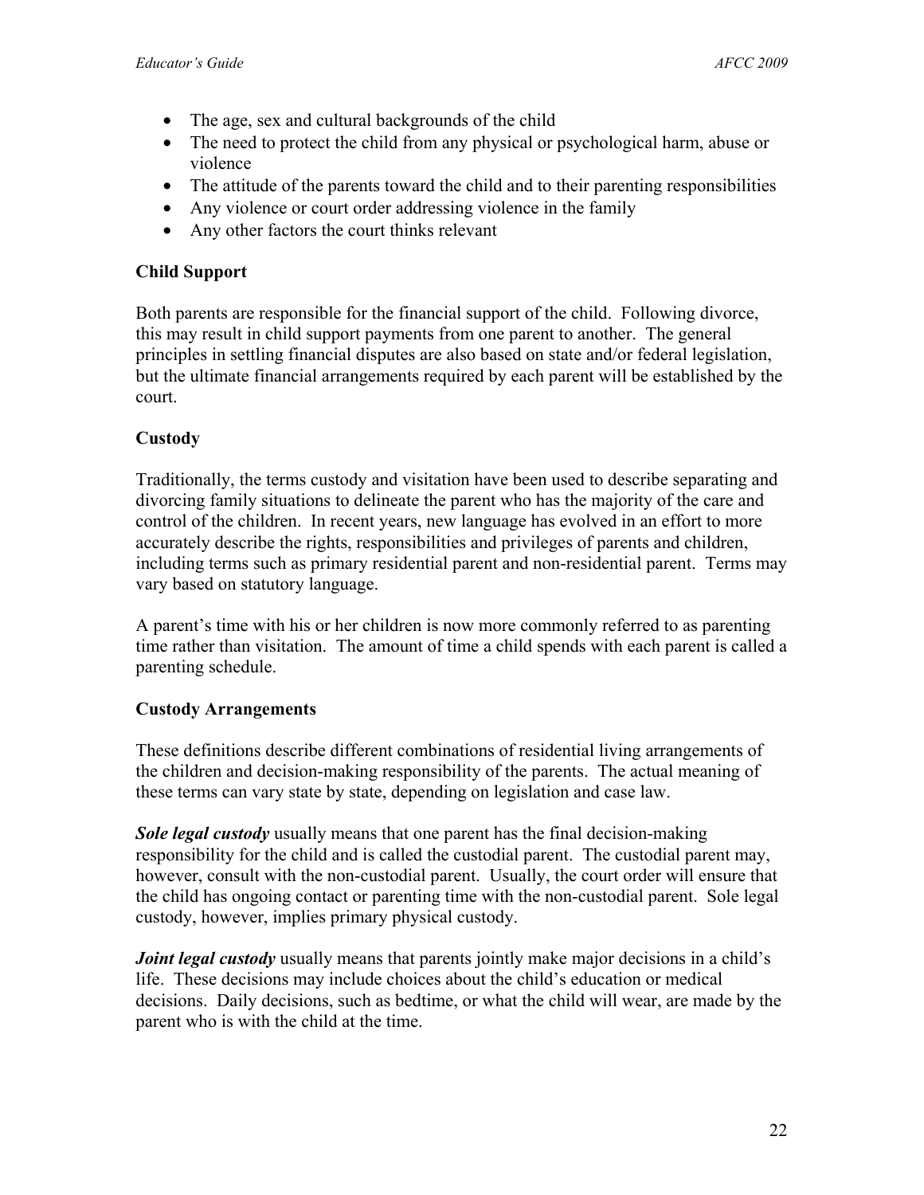- The age, sex and cultural backgrounds of the child
- The need to protect the child from any physical or psychological harm, abuse or violence
- The attitude of the parents toward the child and to their parenting responsibilities
- Any violence or court order addressing violence in the family
- Any other factors the court thinks relevant

### Child Support

Both parents are responsible for the financial support of the child. Following divorce, this may result in child support payments from one parent to another. The general principles in settling financial disputes are also based on state and/or federal legislation, but the ultimate financial arrangements required by each parent will be established by the court.

### Custody

Traditionally, the terms custody and visitation have been used to describe separating and divorcing family situations to delineate the parent who has the majority of the care and control of the children. In recent years, new language has evolved in an effort to more accurately describe the rights, responsibilities and privileges of parents and children, including terms such as primary residential parent and non-residential parent. Terms may vary based on statutory language.

A parent's time with his or her children is now more commonly referred to as parenting time rather than visitation. The amount of time a child spends with each parent is called a parenting schedule.

### Custody Arrangements

These definitions describe different combinations of residential living arrangements of the children and decision-making responsibility of the parents. The actual meaning of these terms can vary state by state, depending on legislation and case law.

***Sole legal custody*** usually means that one parent has the final decision-making responsibility for the child and is called the custodial parent. The custodial parent may, however, consult with the non-custodial parent. Usually, the court order will ensure that the child has ongoing contact or parenting time with the non-custodial parent. Sole legal custody, however, implies primary physical custody.

***Joint legal custody*** usually means that parents jointly make major decisions in a child's life. These decisions may include choices about the child's education or medical decisions. Daily decisions, such as bedtime, or what the child will wear, are made by the parent who is with the child at the time.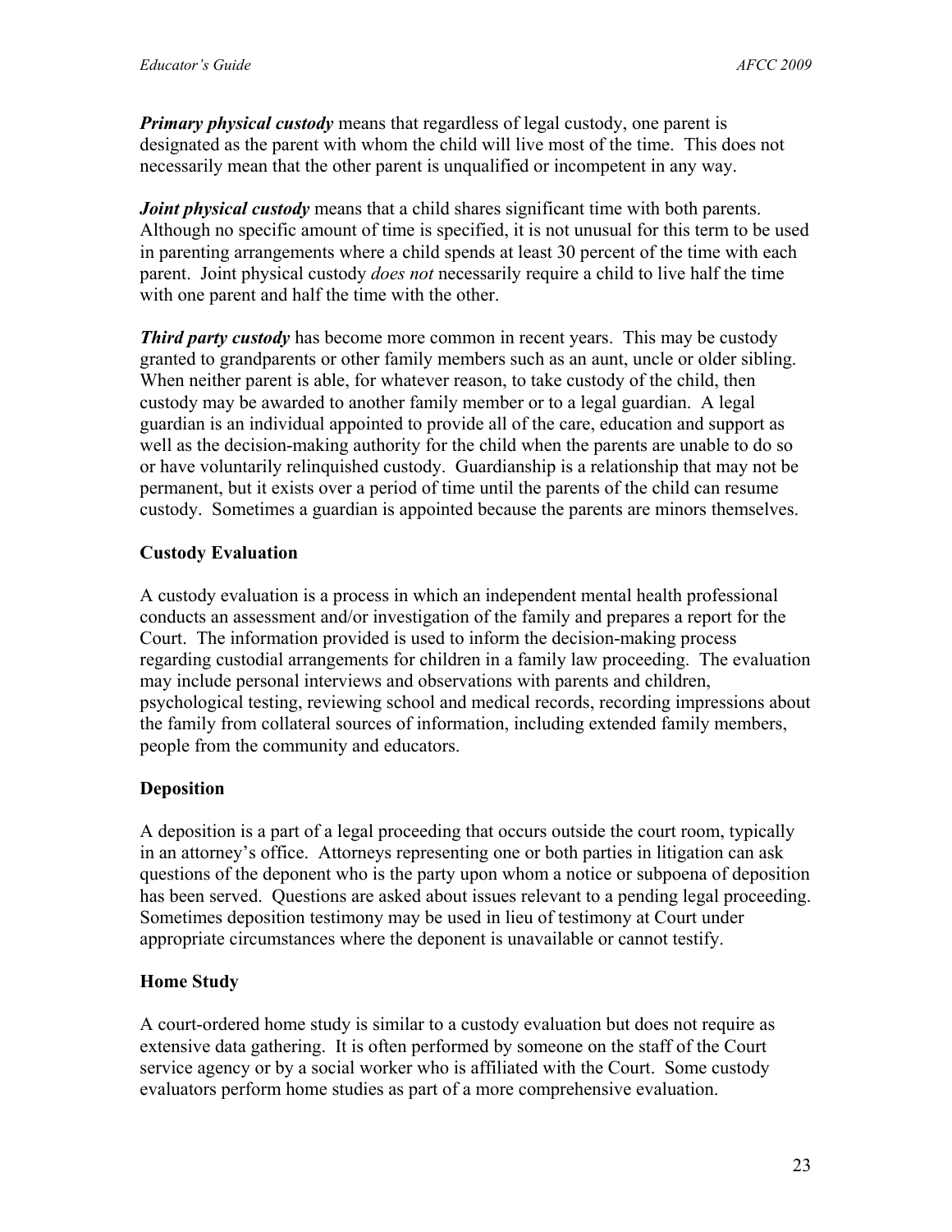***Primary physical custody*** means that regardless of legal custody, one parent is designated as the parent with whom the child will live most of the time. This does not necessarily mean that the other parent is unqualified or incompetent in any way.

***Joint physical custody*** means that a child shares significant time with both parents. Although no specific amount of time is specified, it is not unusual for this term to be used in parenting arrangements where a child spends at least 30 percent of the time with each parent. Joint physical custody *does not* necessarily require a child to live half the time with one parent and half the time with the other.

***Third party custody*** has become more common in recent years. This may be custody granted to grandparents or other family members such as an aunt, uncle or older sibling. When neither parent is able, for whatever reason, to take custody of the child, then custody may be awarded to another family member or to a legal guardian. A legal guardian is an individual appointed to provide all of the care, education and support as well as the decision-making authority for the child when the parents are unable to do so or have voluntarily relinquished custody. Guardianship is a relationship that may not be permanent, but it exists over a period of time until the parents of the child can resume custody. Sometimes a guardian is appointed because the parents are minors themselves.

## Custody Evaluation

A custody evaluation is a process in which an independent mental health professional conducts an assessment and/or investigation of the family and prepares a report for the Court. The information provided is used to inform the decision-making process regarding custodial arrangements for children in a family law proceeding. The evaluation may include personal interviews and observations with parents and children, psychological testing, reviewing school and medical records, recording impressions about the family from collateral sources of information, including extended family members, people from the community and educators.

## Deposition

A deposition is a part of a legal proceeding that occurs outside the court room, typically in an attorney's office. Attorneys representing one or both parties in litigation can ask questions of the deponent who is the party upon whom a notice or subpoena of deposition has been served. Questions are asked about issues relevant to a pending legal proceeding. Sometimes deposition testimony may be used in lieu of testimony at Court under appropriate circumstances where the deponent is unavailable or cannot testify.

## Home Study

A court-ordered home study is similar to a custody evaluation but does not require as extensive data gathering. It is often performed by someone on the staff of the Court service agency or by a social worker who is affiliated with the Court. Some custody evaluators perform home studies as part of a more comprehensive evaluation.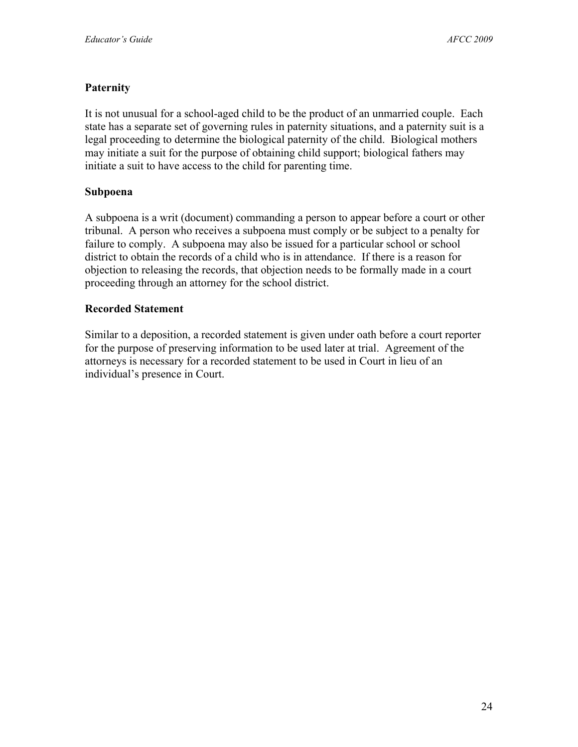**Paternity**

It is not unusual for a school-aged child to be the product of an unmarried couple. Each state has a separate set of governing rules in paternity situations, and a paternity suit is a legal proceeding to determine the biological paternity of the child. Biological mothers may initiate a suit for the purpose of obtaining child support; biological fathers may initiate a suit to have access to the child for parenting time.

**Subpoena**

A subpoena is a writ (document) commanding a person to appear before a court or other tribunal. A person who receives a subpoena must comply or be subject to a penalty for failure to comply. A subpoena may also be issued for a particular school or school district to obtain the records of a child who is in attendance. If there is a reason for objection to releasing the records, that objection needs to be formally made in a court proceeding through an attorney for the school district.

**Recorded Statement**

Similar to a deposition, a recorded statement is given under oath before a court reporter for the purpose of preserving information to be used later at trial. Agreement of the attorneys is necessary for a recorded statement to be used in Court in lieu of an individual's presence in Court.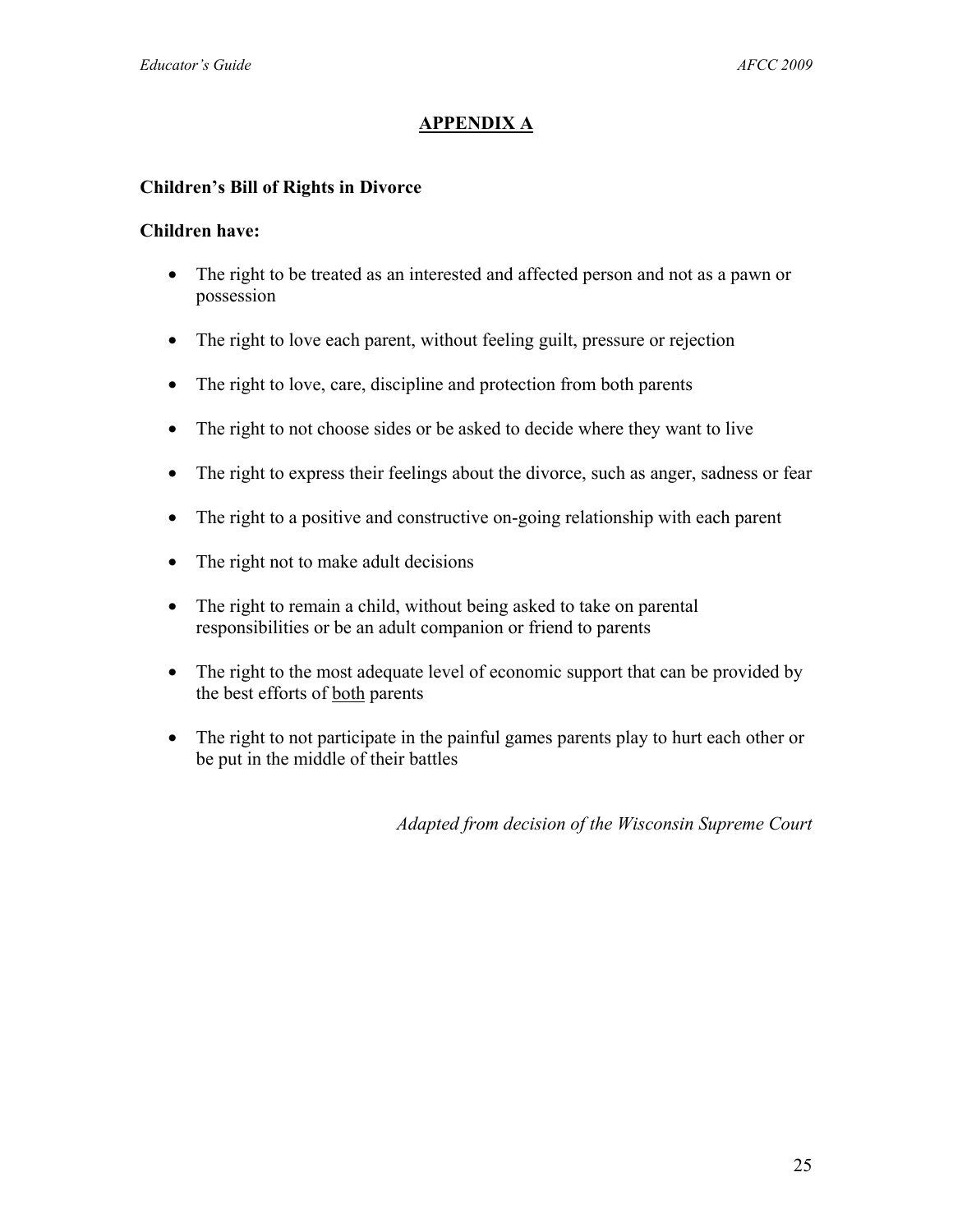# APPENDIX A

**Children's Bill of Rights in Divorce**

**Children have:**

- The right to be treated as an interested and affected person and not as a pawn or possession
- The right to love each parent, without feeling guilt, pressure or rejection
- The right to love, care, discipline and protection from both parents
- The right to not choose sides or be asked to decide where they want to live
- The right to express their feelings about the divorce, such as anger, sadness or fear
- The right to a positive and constructive on-going relationship with each parent
- The right not to make adult decisions
- The right to remain a child, without being asked to take on parental responsibilities or be an adult companion or friend to parents
- The right to the most adequate level of economic support that can be provided by the best efforts of <u>both</u> parents
- The right to not participate in the painful games parents play to hurt each other or be put in the middle of their battles

*Adapted from decision of the Wisconsin Supreme Court*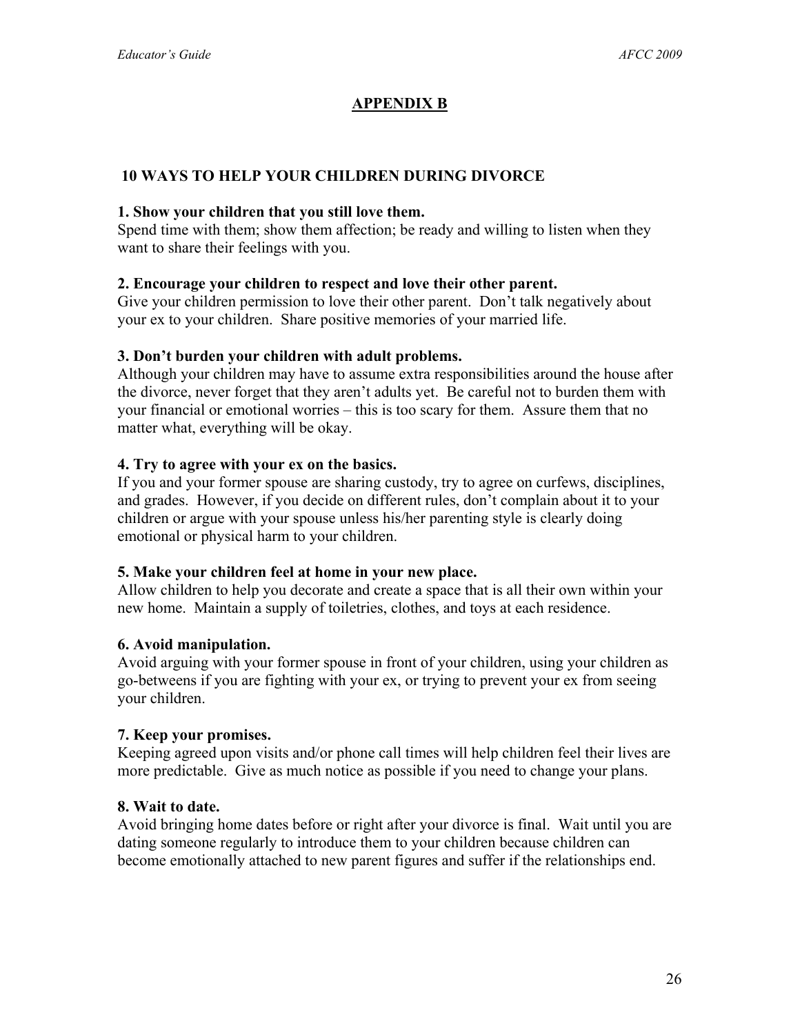## APPENDIX B

### 10 WAYS TO HELP YOUR CHILDREN DURING DIVORCE

**1. Show your children that you still love them.**
Spend time with them; show them affection; be ready and willing to listen when they want to share their feelings with you.

**2. Encourage your children to respect and love their other parent.**
Give your children permission to love their other parent. Don't talk negatively about your ex to your children. Share positive memories of your married life.

**3. Don't burden your children with adult problems.**
Although your children may have to assume extra responsibilities around the house after the divorce, never forget that they aren't adults yet. Be careful not to burden them with your financial or emotional worries – this is too scary for them. Assure them that no matter what, everything will be okay.

**4. Try to agree with your ex on the basics.**
If you and your former spouse are sharing custody, try to agree on curfews, disciplines, and grades. However, if you decide on different rules, don't complain about it to your children or argue with your spouse unless his/her parenting style is clearly doing emotional or physical harm to your children.

**5. Make your children feel at home in your new place.**
Allow children to help you decorate and create a space that is all their own within your new home. Maintain a supply of toiletries, clothes, and toys at each residence.

**6. Avoid manipulation.**
Avoid arguing with your former spouse in front of your children, using your children as go-betweens if you are fighting with your ex, or trying to prevent your ex from seeing your children.

**7. Keep your promises.**
Keeping agreed upon visits and/or phone call times will help children feel their lives are more predictable. Give as much notice as possible if you need to change your plans.

**8. Wait to date.**
Avoid bringing home dates before or right after your divorce is final. Wait until you are dating someone regularly to introduce them to your children because children can become emotionally attached to new parent figures and suffer if the relationships end.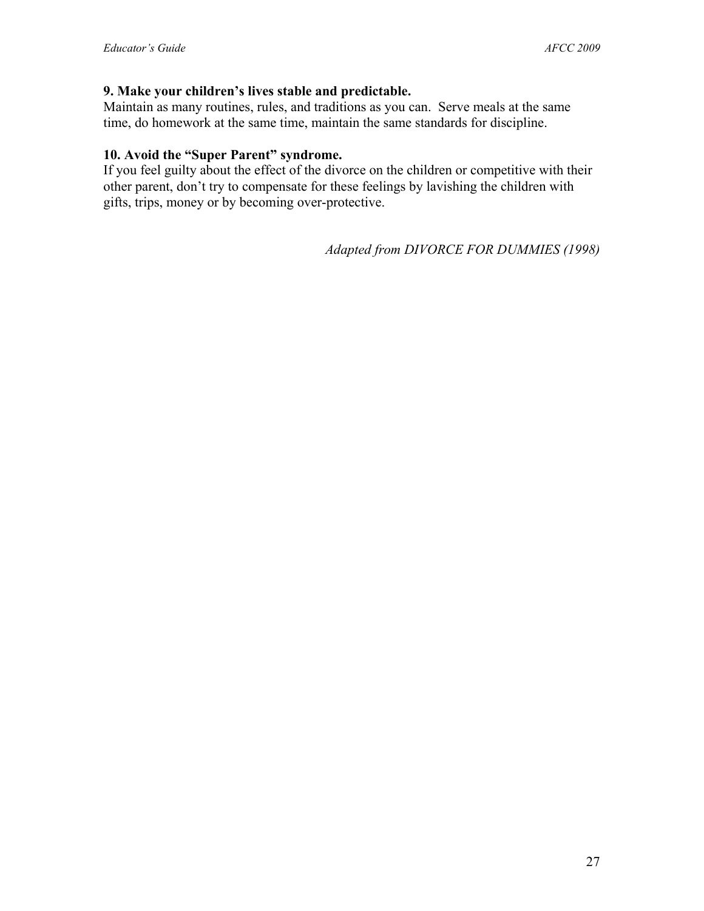**9. Make your children's lives stable and predictable.**
Maintain as many routines, rules, and traditions as you can. Serve meals at the same time, do homework at the same time, maintain the same standards for discipline.

**10. Avoid the "Super Parent" syndrome.**
If you feel guilty about the effect of the divorce on the children or competitive with their other parent, don't try to compensate for these feelings by lavishing the children with gifts, trips, money or by becoming over-protective.

*Adapted from DIVORCE FOR DUMMIES (1998)*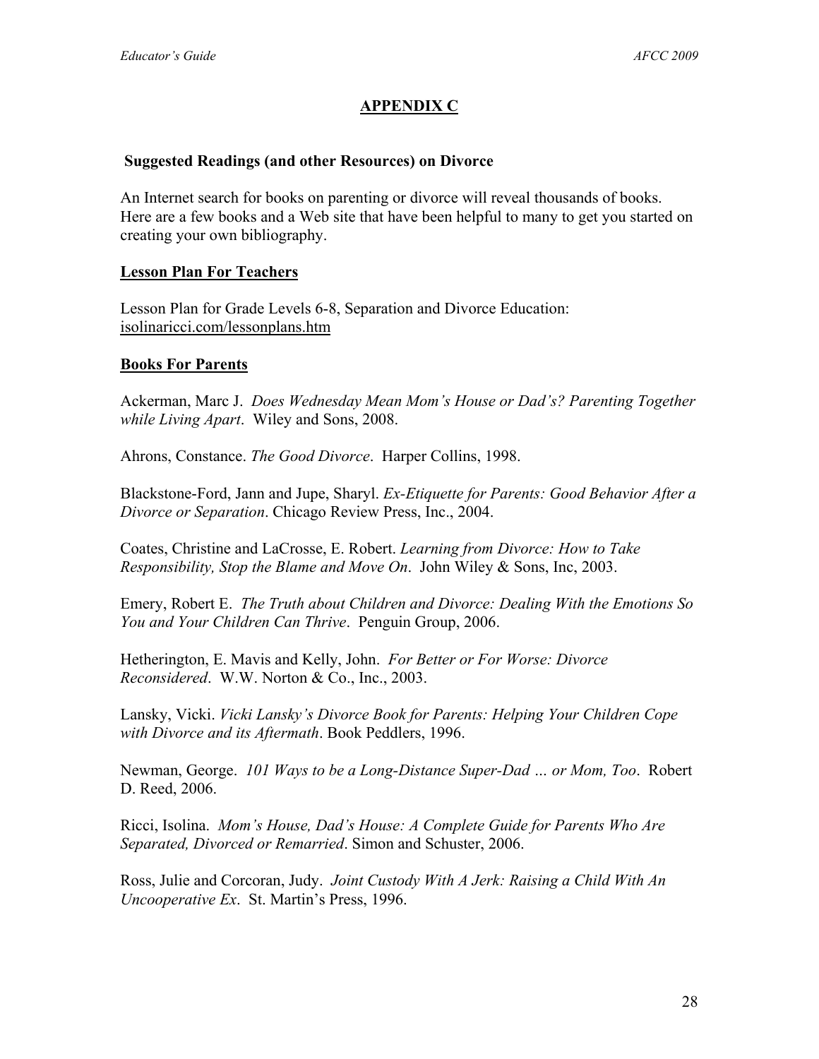# APPENDIX C

**Suggested Readings (and other Resources) on Divorce**

An Internet search for books on parenting or divorce will reveal thousands of books. Here are a few books and a Web site that have been helpful to many to get you started on creating your own bibliography.

## Lesson Plan For Teachers

Lesson Plan for Grade Levels 6-8, Separation and Divorce Education: isolinaricci.com/lessonplans.htm

## Books For Parents

Ackerman, Marc J. *Does Wednesday Mean Mom's House or Dad's? Parenting Together while Living Apart*. Wiley and Sons, 2008.

Ahrons, Constance. *The Good Divorce*. Harper Collins, 1998.

Blackstone-Ford, Jann and Jupe, Sharyl. *Ex-Etiquette for Parents: Good Behavior After a Divorce or Separation*. Chicago Review Press, Inc., 2004.

Coates, Christine and LaCrosse, E. Robert. *Learning from Divorce: How to Take Responsibility, Stop the Blame and Move On*. John Wiley & Sons, Inc, 2003.

Emery, Robert E. *The Truth about Children and Divorce: Dealing With the Emotions So You and Your Children Can Thrive*. Penguin Group, 2006.

Hetherington, E. Mavis and Kelly, John. *For Better or For Worse: Divorce Reconsidered*. W.W. Norton & Co., Inc., 2003.

Lansky, Vicki. *Vicki Lansky's Divorce Book for Parents: Helping Your Children Cope with Divorce and its Aftermath*. Book Peddlers, 1996.

Newman, George. *101 Ways to be a Long-Distance Super-Dad … or Mom, Too*. Robert D. Reed, 2006.

Ricci, Isolina. *Mom's House, Dad's House: A Complete Guide for Parents Who Are Separated, Divorced or Remarried*. Simon and Schuster, 2006.

Ross, Julie and Corcoran, Judy. *Joint Custody With A Jerk: Raising a Child With An Uncooperative Ex*. St. Martin's Press, 1996.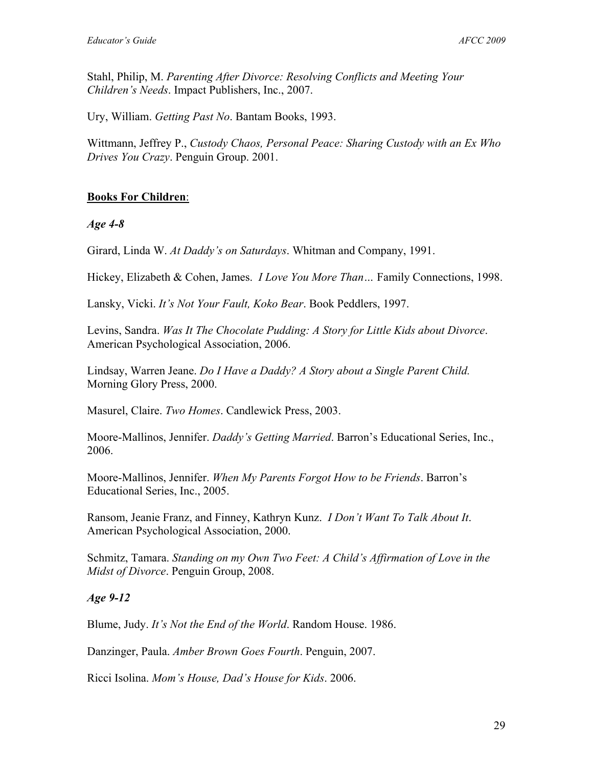Stahl, Philip, M. *Parenting After Divorce: Resolving Conflicts and Meeting Your Children's Needs*. Impact Publishers, Inc., 2007.

Ury, William. *Getting Past No*. Bantam Books, 1993.

Wittmann, Jeffrey P., *Custody Chaos, Personal Peace: Sharing Custody with an Ex Who Drives You Crazy*. Penguin Group. 2001.

**Books For Children**:

***Age 4-8***

Girard, Linda W. *At Daddy's on Saturdays*. Whitman and Company, 1991.

Hickey, Elizabeth & Cohen, James. *I Love You More Than…* Family Connections, 1998.

Lansky, Vicki. *It's Not Your Fault, Koko Bear*. Book Peddlers, 1997.

Levins, Sandra. *Was It The Chocolate Pudding: A Story for Little Kids about Divorce*. American Psychological Association, 2006.

Lindsay, Warren Jeane. *Do I Have a Daddy? A Story about a Single Parent Child.* Morning Glory Press, 2000.

Masurel, Claire. *Two Homes*. Candlewick Press, 2003.

Moore-Mallinos, Jennifer. *Daddy's Getting Married*. Barron's Educational Series, Inc., 2006.

Moore-Mallinos, Jennifer. *When My Parents Forgot How to be Friends*. Barron's Educational Series, Inc., 2005.

Ransom, Jeanie Franz, and Finney, Kathryn Kunz. *I Don't Want To Talk About It*. American Psychological Association, 2000.

Schmitz, Tamara. *Standing on my Own Two Feet: A Child's Affirmation of Love in the Midst of Divorce*. Penguin Group, 2008.

***Age 9-12***

Blume, Judy. *It's Not the End of the World*. Random House. 1986.

Danzinger, Paula. *Amber Brown Goes Fourth*. Penguin, 2007.

Ricci Isolina. *Mom's House, Dad's House for Kids*. 2006.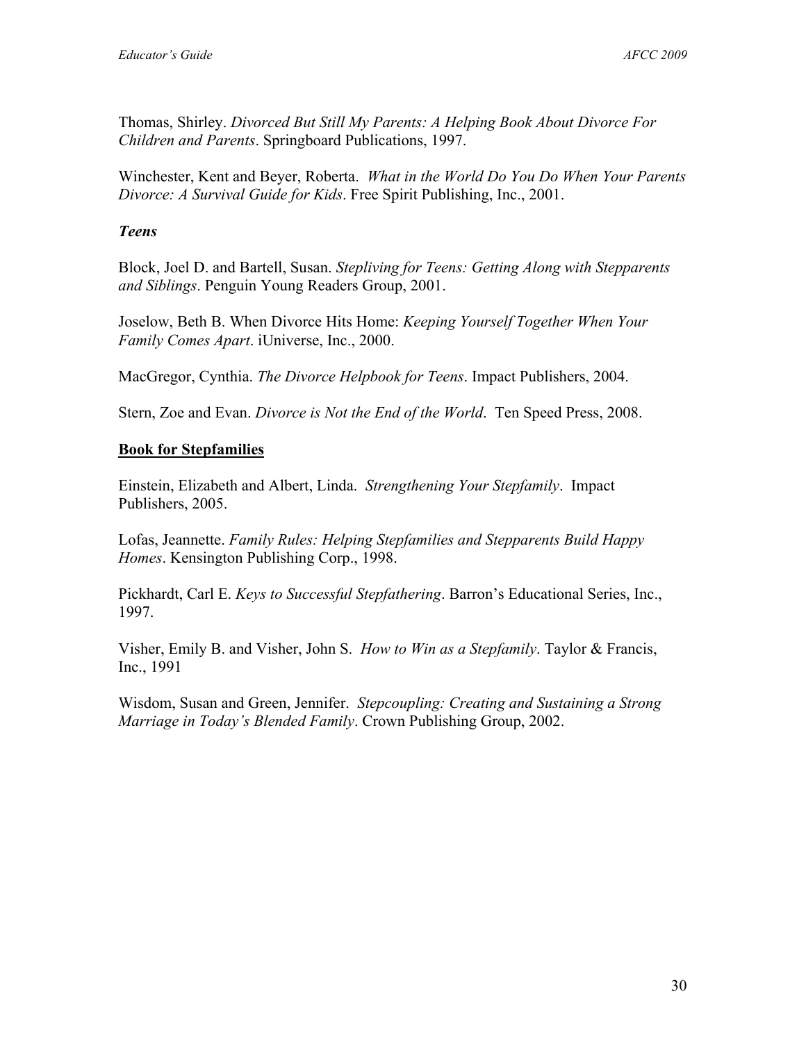Thomas, Shirley. *Divorced But Still My Parents: A Helping Book About Divorce For Children and Parents*. Springboard Publications, 1997.

Winchester, Kent and Beyer, Roberta. *What in the World Do You Do When Your Parents Divorce: A Survival Guide for Kids*. Free Spirit Publishing, Inc., 2001.

***Teens***

Block, Joel D. and Bartell, Susan. *Stepliving for Teens: Getting Along with Stepparents and Siblings*. Penguin Young Readers Group, 2001.

Joselow, Beth B. When Divorce Hits Home: *Keeping Yourself Together When Your Family Comes Apart*. iUniverse, Inc., 2000.

MacGregor, Cynthia. *The Divorce Helpbook for Teens*. Impact Publishers, 2004.

Stern, Zoe and Evan. *Divorce is Not the End of the World*. Ten Speed Press, 2008.

**Book for Stepfamilies**

Einstein, Elizabeth and Albert, Linda. *Strengthening Your Stepfamily*. Impact Publishers, 2005.

Lofas, Jeannette. *Family Rules: Helping Stepfamilies and Stepparents Build Happy Homes*. Kensington Publishing Corp., 1998.

Pickhardt, Carl E. *Keys to Successful Stepfathering*. Barron's Educational Series, Inc., 1997.

Visher, Emily B. and Visher, John S. *How to Win as a Stepfamily*. Taylor & Francis, Inc., 1991

Wisdom, Susan and Green, Jennifer. *Stepcoupling: Creating and Sustaining a Strong Marriage in Today's Blended Family*. Crown Publishing Group, 2002.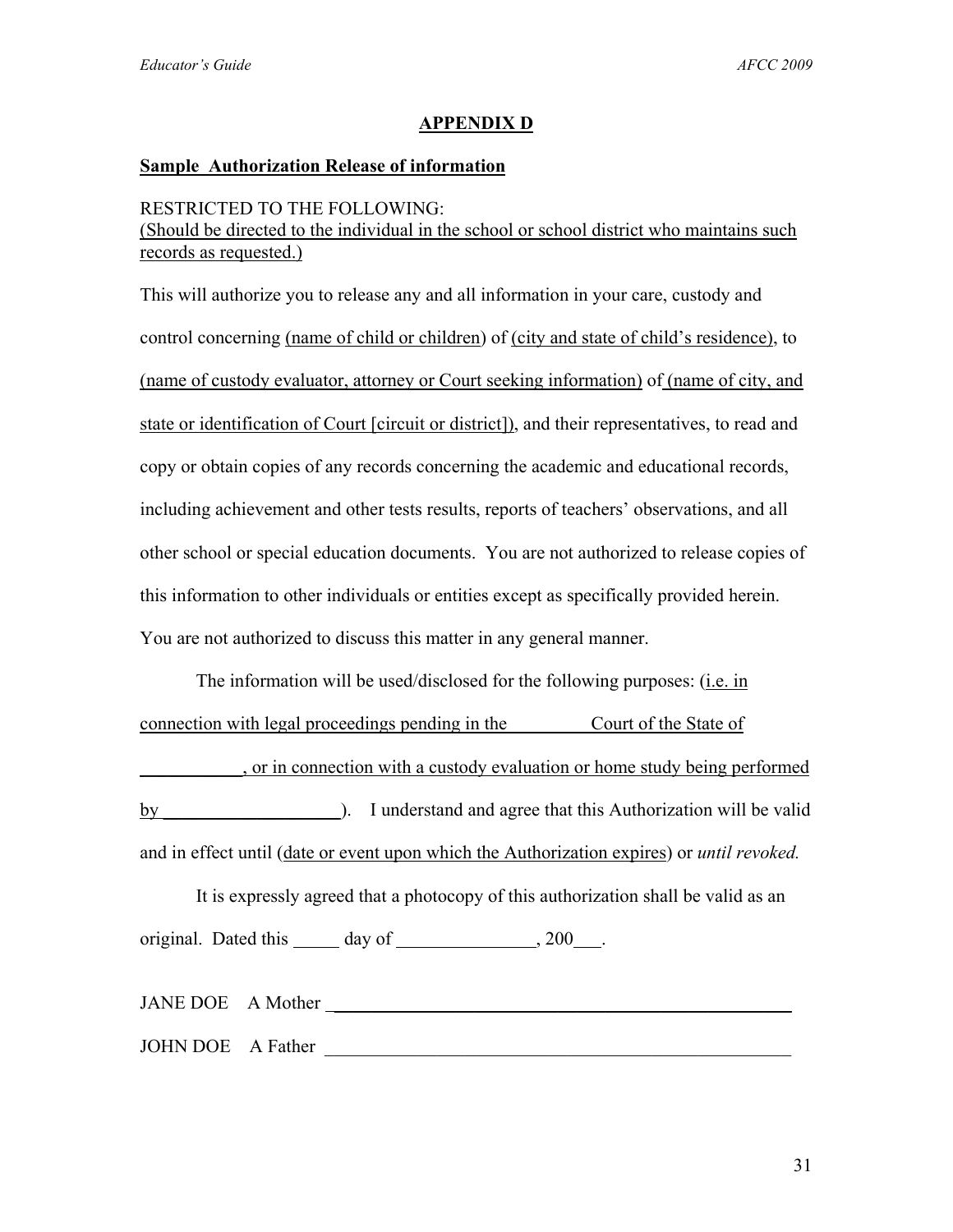## APPENDIX D

**Sample Authorization Release of information**

RESTRICTED TO THE FOLLOWING:
(Should be directed to the individual in the school or school district who maintains such records as requested.)

This will authorize you to release any and all information in your care, custody and control concerning (name of child or children) of (city and state of child's residence), to (name of custody evaluator, attorney or Court seeking information) of (name of city, and state or identification of Court [circuit or district]), and their representatives, to read and copy or obtain copies of any records concerning the academic and educational records, including achievement and other tests results, reports of teachers' observations, and all other school or special education documents. You are not authorized to release copies of this information to other individuals or entities except as specifically provided herein. You are not authorized to discuss this matter in any general manner.

The information will be used/disclosed for the following purposes: (i.e. in connection with legal proceedings pending in the __________ Court of the State of ____________, or in connection with a custody evaluation or home study being performed by ____________________). I understand and agree that this Authorization will be valid and in effect until (date or event upon which the Authorization expires) or *until revoked.*

It is expressly agreed that a photocopy of this authorization shall be valid as an original. Dated this _____ day of _______________, 200___.

JANE DOE A Mother ____________________________________________________

JOHN DOE A Father ____________________________________________________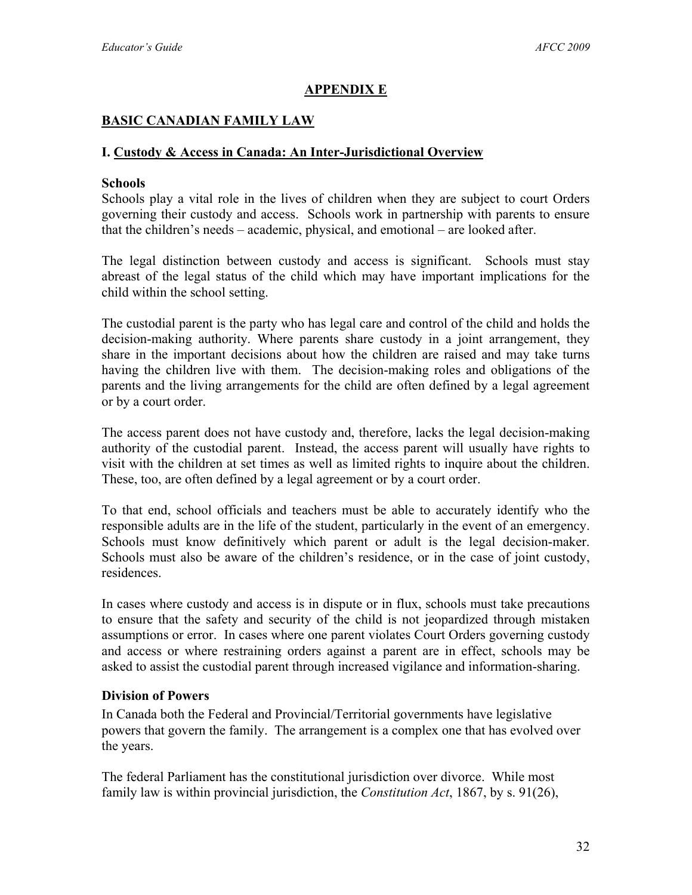## APPENDIX E

## BASIC CANADIAN FAMILY LAW

### I. Custody & Access in Canada: An Inter-Jurisdictional Overview

**Schools**

Schools play a vital role in the lives of children when they are subject to court Orders governing their custody and access. Schools work in partnership with parents to ensure that the children's needs – academic, physical, and emotional – are looked after.

The legal distinction between custody and access is significant. Schools must stay abreast of the legal status of the child which may have important implications for the child within the school setting.

The custodial parent is the party who has legal care and control of the child and holds the decision-making authority. Where parents share custody in a joint arrangement, they share in the important decisions about how the children are raised and may take turns having the children live with them. The decision-making roles and obligations of the parents and the living arrangements for the child are often defined by a legal agreement or by a court order.

The access parent does not have custody and, therefore, lacks the legal decision-making authority of the custodial parent. Instead, the access parent will usually have rights to visit with the children at set times as well as limited rights to inquire about the children. These, too, are often defined by a legal agreement or by a court order.

To that end, school officials and teachers must be able to accurately identify who the responsible adults are in the life of the student, particularly in the event of an emergency. Schools must know definitively which parent or adult is the legal decision-maker. Schools must also be aware of the children's residence, or in the case of joint custody, residences.

In cases where custody and access is in dispute or in flux, schools must take precautions to ensure that the safety and security of the child is not jeopardized through mistaken assumptions or error. In cases where one parent violates Court Orders governing custody and access or where restraining orders against a parent are in effect, schools may be asked to assist the custodial parent through increased vigilance and information-sharing.

**Division of Powers**

In Canada both the Federal and Provincial/Territorial governments have legislative powers that govern the family. The arrangement is a complex one that has evolved over the years.

The federal Parliament has the constitutional jurisdiction over divorce. While most family law is within provincial jurisdiction, the *Constitution Act*, 1867, by s. 91(26),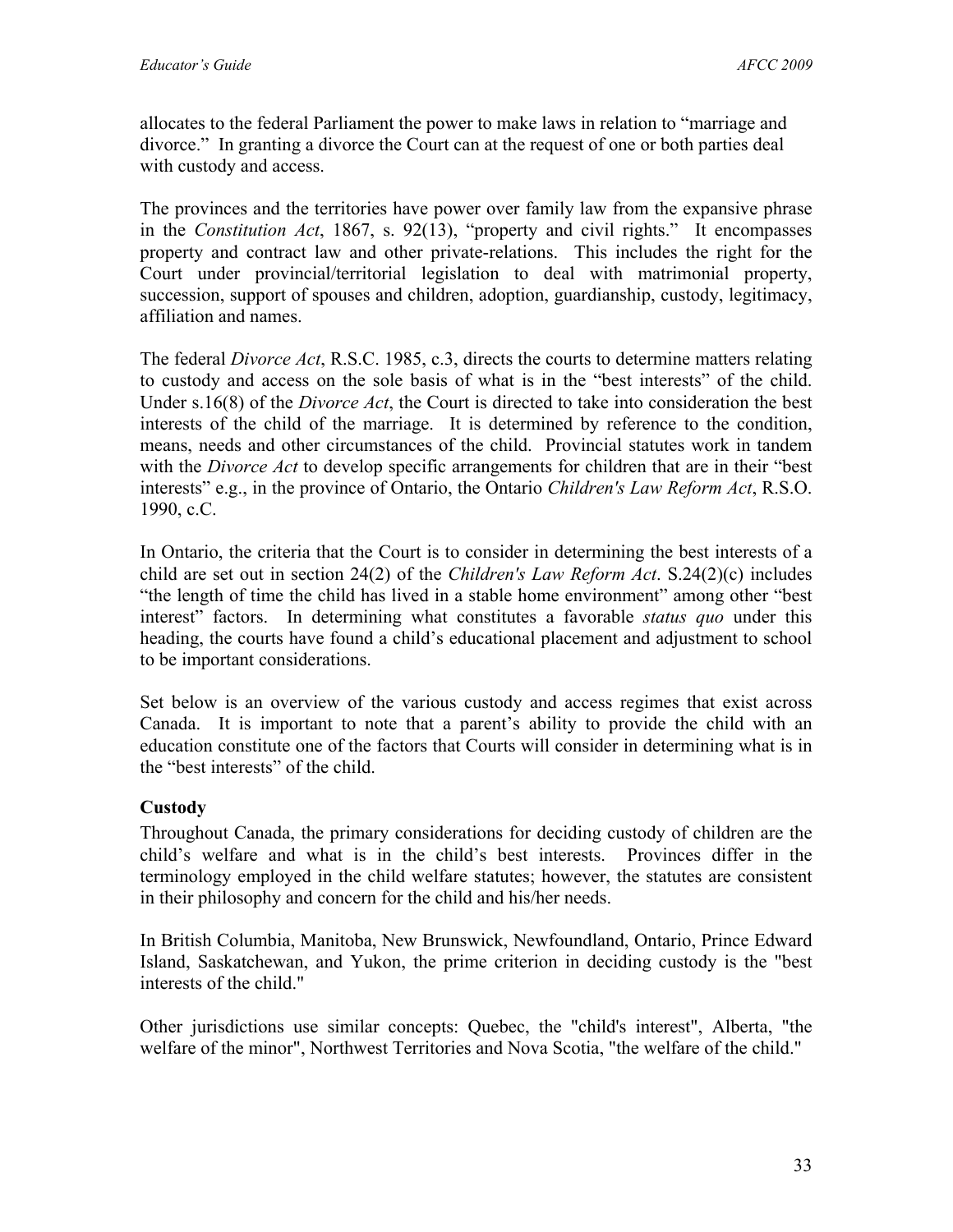allocates to the federal Parliament the power to make laws in relation to "marriage and divorce." In granting a divorce the Court can at the request of one or both parties deal with custody and access.

The provinces and the territories have power over family law from the expansive phrase in the *Constitution Act*, 1867, s. 92(13), "property and civil rights." It encompasses property and contract law and other private-relations. This includes the right for the Court under provincial/territorial legislation to deal with matrimonial property, succession, support of spouses and children, adoption, guardianship, custody, legitimacy, affiliation and names.

The federal *Divorce Act*, R.S.C. 1985, c.3, directs the courts to determine matters relating to custody and access on the sole basis of what is in the "best interests" of the child. Under s.16(8) of the *Divorce Act*, the Court is directed to take into consideration the best interests of the child of the marriage. It is determined by reference to the condition, means, needs and other circumstances of the child. Provincial statutes work in tandem with the *Divorce Act* to develop specific arrangements for children that are in their "best interests" e.g., in the province of Ontario, the Ontario *Children's Law Reform Act*, R.S.O. 1990, c.C.

In Ontario, the criteria that the Court is to consider in determining the best interests of a child are set out in section 24(2) of the *Children's Law Reform Act*. S.24(2)(c) includes "the length of time the child has lived in a stable home environment" among other "best interest" factors. In determining what constitutes a favorable *status quo* under this heading, the courts have found a child's educational placement and adjustment to school to be important considerations.

Set below is an overview of the various custody and access regimes that exist across Canada. It is important to note that a parent's ability to provide the child with an education constitute one of the factors that Courts will consider in determining what is in the "best interests" of the child.

**Custody**

Throughout Canada, the primary considerations for deciding custody of children are the child's welfare and what is in the child's best interests. Provinces differ in the terminology employed in the child welfare statutes; however, the statutes are consistent in their philosophy and concern for the child and his/her needs.

In British Columbia, Manitoba, New Brunswick, Newfoundland, Ontario, Prince Edward Island, Saskatchewan, and Yukon, the prime criterion in deciding custody is the "best interests of the child."

Other jurisdictions use similar concepts: Quebec, the "child's interest", Alberta, "the welfare of the minor", Northwest Territories and Nova Scotia, "the welfare of the child."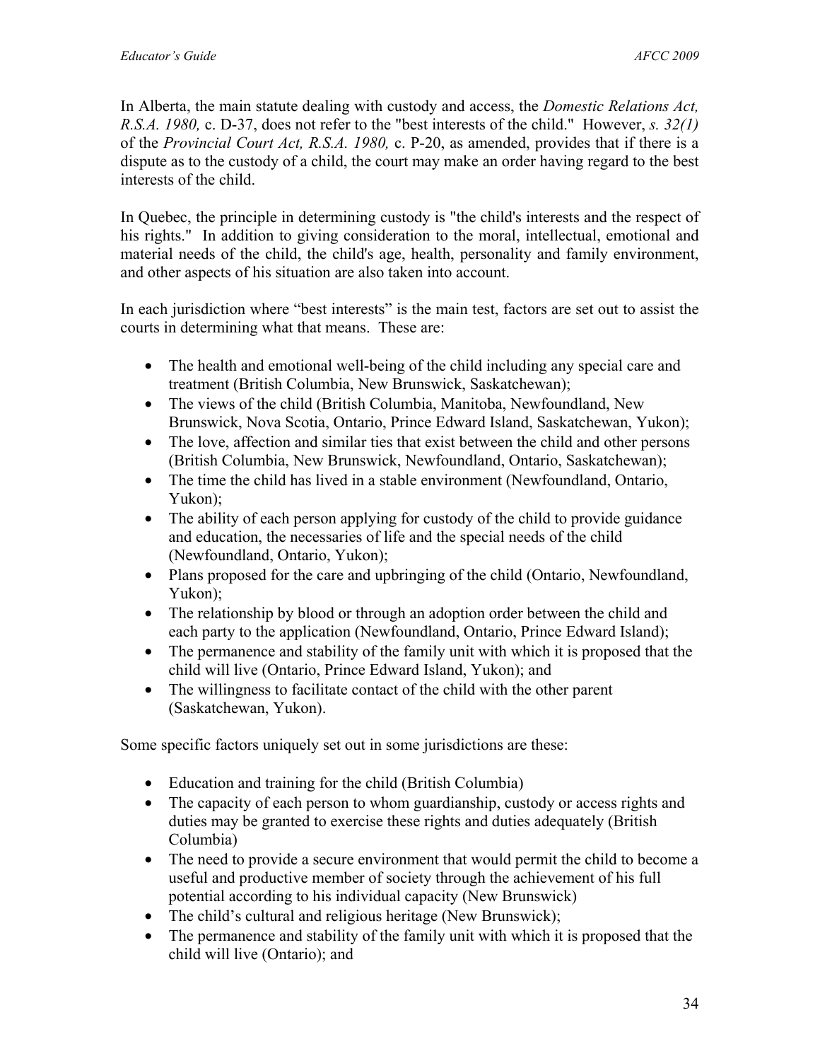In Alberta, the main statute dealing with custody and access, the *Domestic Relations Act, R.S.A. 1980,* c. D-37, does not refer to the "best interests of the child." However, *s. 32(1)* of the *Provincial Court Act, R.S.A. 1980,* c. P-20, as amended, provides that if there is a dispute as to the custody of a child, the court may make an order having regard to the best interests of the child.

In Quebec, the principle in determining custody is "the child's interests and the respect of his rights." In addition to giving consideration to the moral, intellectual, emotional and material needs of the child, the child's age, health, personality and family environment, and other aspects of his situation are also taken into account.

In each jurisdiction where "best interests" is the main test, factors are set out to assist the courts in determining what that means. These are:

- The health and emotional well-being of the child including any special care and treatment (British Columbia, New Brunswick, Saskatchewan);
- The views of the child (British Columbia, Manitoba, Newfoundland, New Brunswick, Nova Scotia, Ontario, Prince Edward Island, Saskatchewan, Yukon);
- The love, affection and similar ties that exist between the child and other persons (British Columbia, New Brunswick, Newfoundland, Ontario, Saskatchewan);
- The time the child has lived in a stable environment (Newfoundland, Ontario, Yukon);
- The ability of each person applying for custody of the child to provide guidance and education, the necessaries of life and the special needs of the child (Newfoundland, Ontario, Yukon);
- Plans proposed for the care and upbringing of the child (Ontario, Newfoundland, Yukon);
- The relationship by blood or through an adoption order between the child and each party to the application (Newfoundland, Ontario, Prince Edward Island);
- The permanence and stability of the family unit with which it is proposed that the child will live (Ontario, Prince Edward Island, Yukon); and
- The willingness to facilitate contact of the child with the other parent (Saskatchewan, Yukon).

Some specific factors uniquely set out in some jurisdictions are these:

- Education and training for the child (British Columbia)
- The capacity of each person to whom guardianship, custody or access rights and duties may be granted to exercise these rights and duties adequately (British Columbia)
- The need to provide a secure environment that would permit the child to become a useful and productive member of society through the achievement of his full potential according to his individual capacity (New Brunswick)
- The child's cultural and religious heritage (New Brunswick);
- The permanence and stability of the family unit with which it is proposed that the child will live (Ontario); and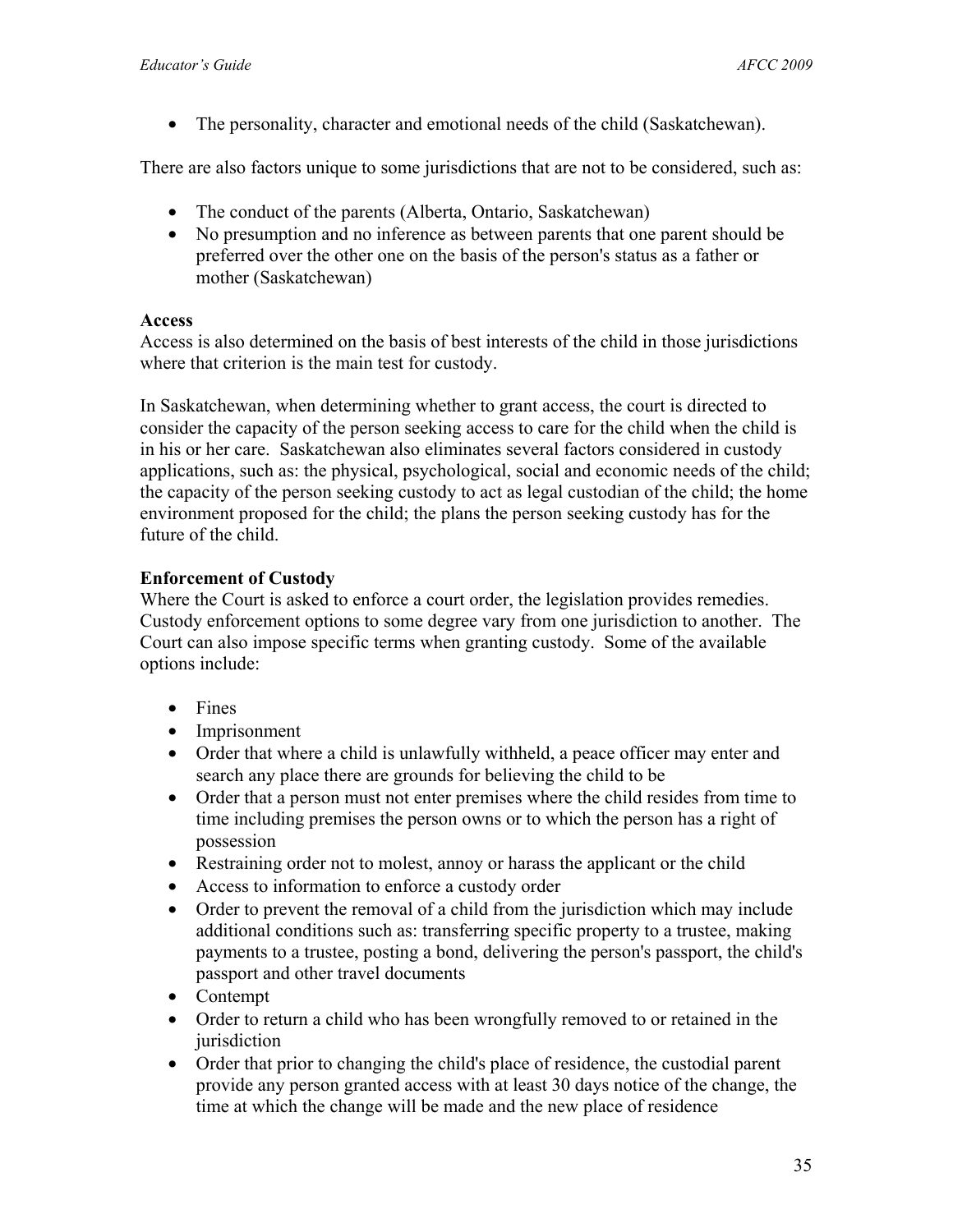- The personality, character and emotional needs of the child (Saskatchewan).

There are also factors unique to some jurisdictions that are not to be considered, such as:

- The conduct of the parents (Alberta, Ontario, Saskatchewan)
- No presumption and no inference as between parents that one parent should be preferred over the other one on the basis of the person's status as a father or mother (Saskatchewan)

**Access**

Access is also determined on the basis of best interests of the child in those jurisdictions where that criterion is the main test for custody.

In Saskatchewan, when determining whether to grant access, the court is directed to consider the capacity of the person seeking access to care for the child when the child is in his or her care. Saskatchewan also eliminates several factors considered in custody applications, such as: the physical, psychological, social and economic needs of the child; the capacity of the person seeking custody to act as legal custodian of the child; the home environment proposed for the child; the plans the person seeking custody has for the future of the child.

**Enforcement of Custody**

Where the Court is asked to enforce a court order, the legislation provides remedies. Custody enforcement options to some degree vary from one jurisdiction to another. The Court can also impose specific terms when granting custody. Some of the available options include:

- Fines
- Imprisonment
- Order that where a child is unlawfully withheld, a peace officer may enter and search any place there are grounds for believing the child to be
- Order that a person must not enter premises where the child resides from time to time including premises the person owns or to which the person has a right of possession
- Restraining order not to molest, annoy or harass the applicant or the child
- Access to information to enforce a custody order
- Order to prevent the removal of a child from the jurisdiction which may include additional conditions such as: transferring specific property to a trustee, making payments to a trustee, posting a bond, delivering the person's passport, the child's passport and other travel documents
- Contempt
- Order to return a child who has been wrongfully removed to or retained in the jurisdiction
- Order that prior to changing the child's place of residence, the custodial parent provide any person granted access with at least 30 days notice of the change, the time at which the change will be made and the new place of residence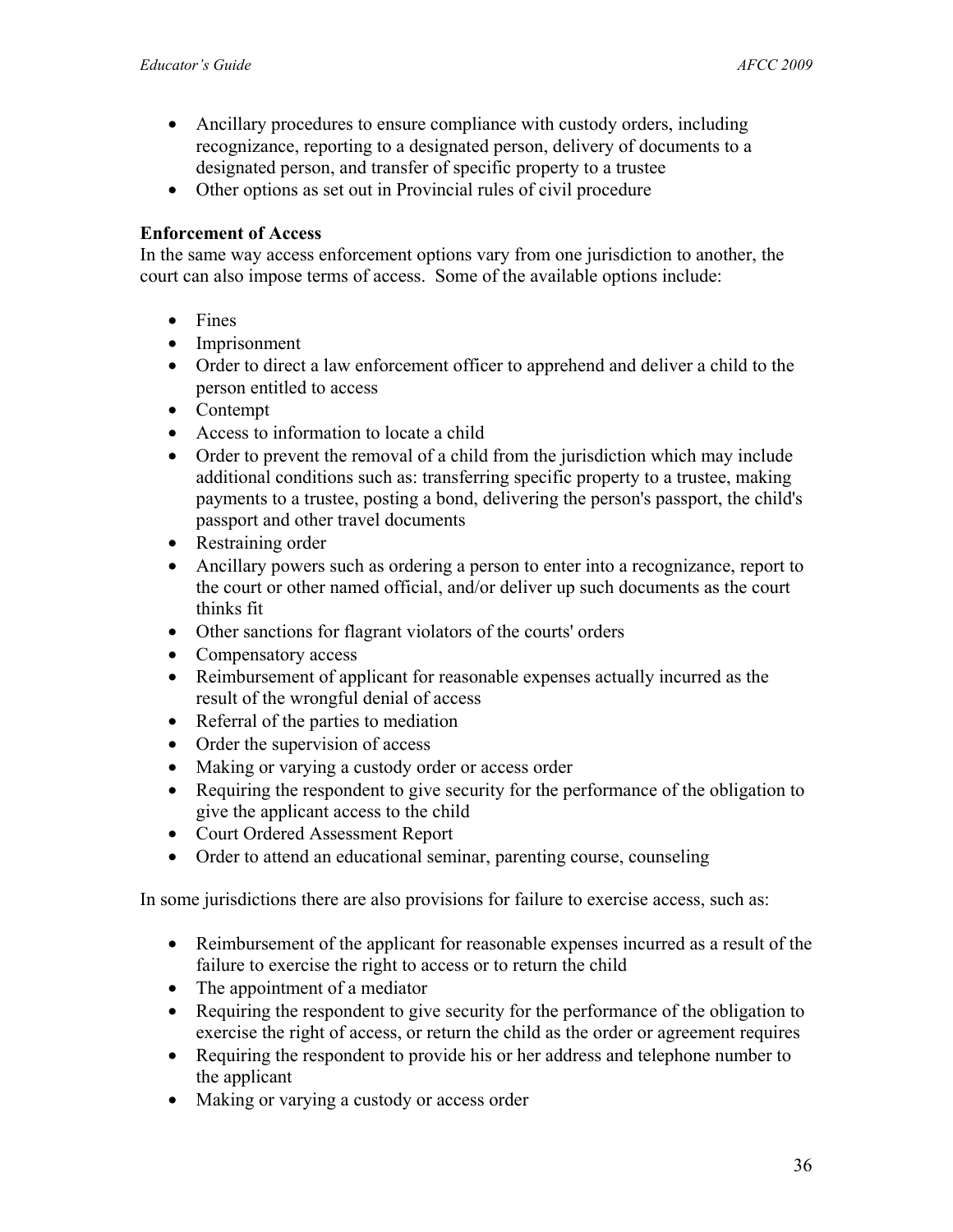- Ancillary procedures to ensure compliance with custody orders, including recognizance, reporting to a designated person, delivery of documents to a designated person, and transfer of specific property to a trustee
- Other options as set out in Provincial rules of civil procedure

**Enforcement of Access**

In the same way access enforcement options vary from one jurisdiction to another, the court can also impose terms of access. Some of the available options include:

- Fines
- Imprisonment
- Order to direct a law enforcement officer to apprehend and deliver a child to the person entitled to access
- Contempt
- Access to information to locate a child
- Order to prevent the removal of a child from the jurisdiction which may include additional conditions such as: transferring specific property to a trustee, making payments to a trustee, posting a bond, delivering the person's passport, the child's passport and other travel documents
- Restraining order
- Ancillary powers such as ordering a person to enter into a recognizance, report to the court or other named official, and/or deliver up such documents as the court thinks fit
- Other sanctions for flagrant violators of the courts' orders
- Compensatory access
- Reimbursement of applicant for reasonable expenses actually incurred as the result of the wrongful denial of access
- Referral of the parties to mediation
- Order the supervision of access
- Making or varying a custody order or access order
- Requiring the respondent to give security for the performance of the obligation to give the applicant access to the child
- Court Ordered Assessment Report
- Order to attend an educational seminar, parenting course, counseling

In some jurisdictions there are also provisions for failure to exercise access, such as:

- Reimbursement of the applicant for reasonable expenses incurred as a result of the failure to exercise the right to access or to return the child
- The appointment of a mediator
- Requiring the respondent to give security for the performance of the obligation to exercise the right of access, or return the child as the order or agreement requires
- Requiring the respondent to provide his or her address and telephone number to the applicant
- Making or varying a custody or access order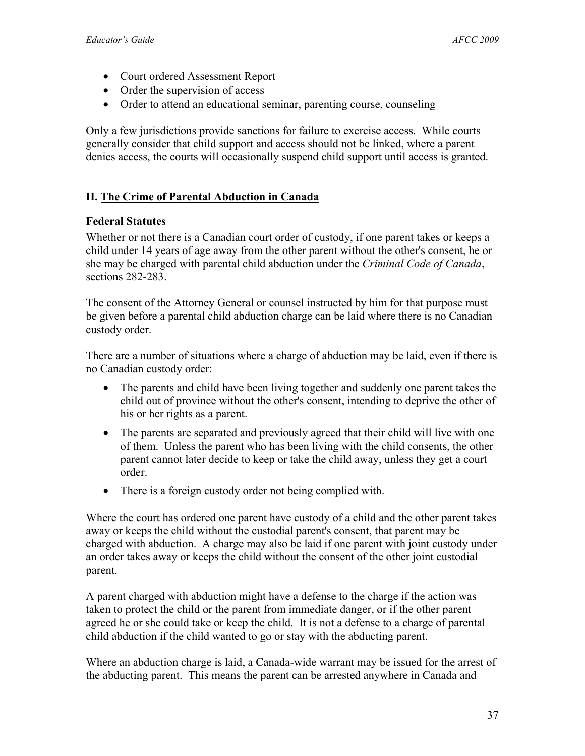- Court ordered Assessment Report
- Order the supervision of access
- Order to attend an educational seminar, parenting course, counseling

Only a few jurisdictions provide sanctions for failure to exercise access. While courts generally consider that child support and access should not be linked, where a parent denies access, the courts will occasionally suspend child support until access is granted.

## II. The Crime of Parental Abduction in Canada

### Federal Statutes

Whether or not there is a Canadian court order of custody, if one parent takes or keeps a child under 14 years of age away from the other parent without the other's consent, he or she may be charged with parental child abduction under the *Criminal Code of Canada*, sections 282-283.

The consent of the Attorney General or counsel instructed by him for that purpose must be given before a parental child abduction charge can be laid where there is no Canadian custody order.

There are a number of situations where a charge of abduction may be laid, even if there is no Canadian custody order:

- The parents and child have been living together and suddenly one parent takes the child out of province without the other's consent, intending to deprive the other of his or her rights as a parent.
- The parents are separated and previously agreed that their child will live with one of them. Unless the parent who has been living with the child consents, the other parent cannot later decide to keep or take the child away, unless they get a court order.
- There is a foreign custody order not being complied with.

Where the court has ordered one parent have custody of a child and the other parent takes away or keeps the child without the custodial parent's consent, that parent may be charged with abduction. A charge may also be laid if one parent with joint custody under an order takes away or keeps the child without the consent of the other joint custodial parent.

A parent charged with abduction might have a defense to the charge if the action was taken to protect the child or the parent from immediate danger, or if the other parent agreed he or she could take or keep the child. It is not a defense to a charge of parental child abduction if the child wanted to go or stay with the abducting parent.

Where an abduction charge is laid, a Canada-wide warrant may be issued for the arrest of the abducting parent. This means the parent can be arrested anywhere in Canada and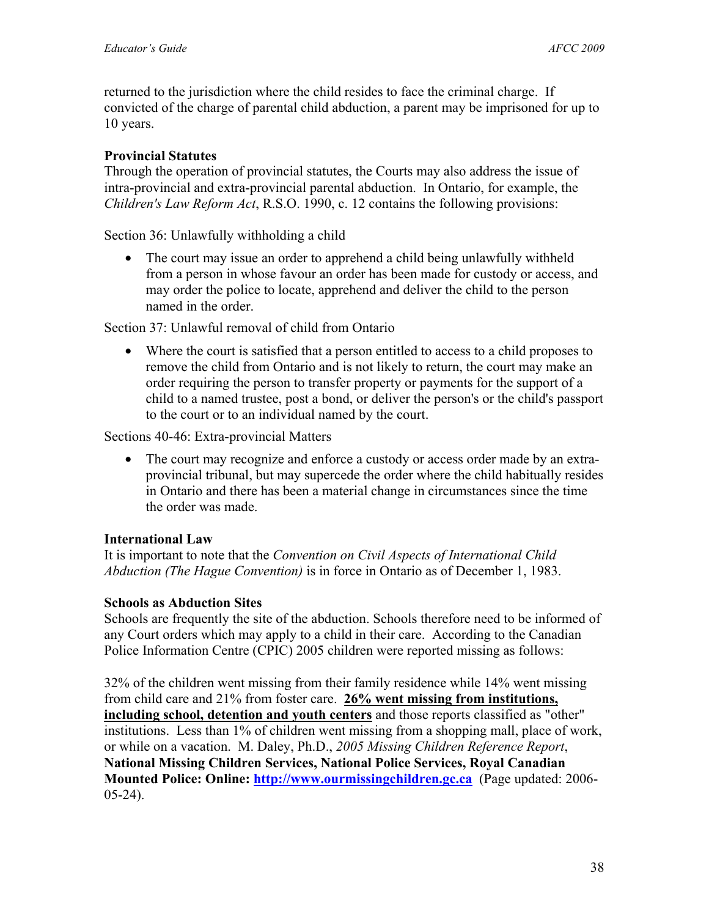returned to the jurisdiction where the child resides to face the criminal charge. If convicted of the charge of parental child abduction, a parent may be imprisoned for up to 10 years.

**Provincial Statutes**

Through the operation of provincial statutes, the Courts may also address the issue of intra-provincial and extra-provincial parental abduction. In Ontario, for example, the *Children's Law Reform Act*, R.S.O. 1990, c. 12 contains the following provisions:

Section 36: Unlawfully withholding a child

- The court may issue an order to apprehend a child being unlawfully withheld from a person in whose favour an order has been made for custody or access, and may order the police to locate, apprehend and deliver the child to the person named in the order.

Section 37: Unlawful removal of child from Ontario

- Where the court is satisfied that a person entitled to access to a child proposes to remove the child from Ontario and is not likely to return, the court may make an order requiring the person to transfer property or payments for the support of a child to a named trustee, post a bond, or deliver the person's or the child's passport to the court or to an individual named by the court.

Sections 40-46: Extra-provincial Matters

- The court may recognize and enforce a custody or access order made by an extra-provincial tribunal, but may supercede the order where the child habitually resides in Ontario and there has been a material change in circumstances since the time the order was made.

**International Law**

It is important to note that the *Convention on Civil Aspects of International Child Abduction (The Hague Convention)* is in force in Ontario as of December 1, 1983.

**Schools as Abduction Sites**

Schools are frequently the site of the abduction. Schools therefore need to be informed of any Court orders which may apply to a child in their care. According to the Canadian Police Information Centre (CPIC) 2005 children were reported missing as follows:

32% of the children went missing from their family residence while 14% went missing from child care and 21% from foster care. **26% went missing from institutions, including school, detention and youth centers** and those reports classified as "other" institutions. Less than 1% of children went missing from a shopping mall, place of work, or while on a vacation. M. Daley, Ph.D., *2005 Missing Children Reference Report*, **National Missing Children Services, National Police Services, Royal Canadian Mounted Police: Online: http://www.ourmissingchildren.gc.ca** (Page updated: 2006-05-24).